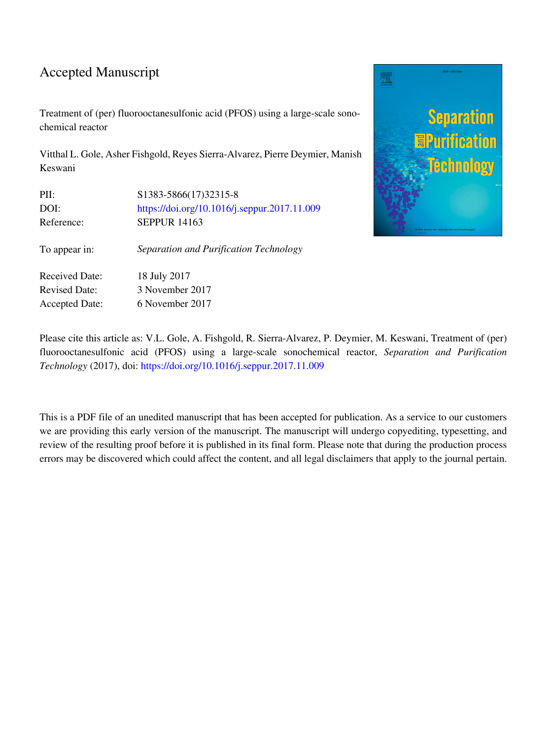# Accepted Manuscript

Treatment of (per) fluorooctanesulfonic acid (PFOS) using a large-scale sonochemical reactor

Vitthal L. Gole, Asher Fishgold, Reyes Sierra-Alvarez, Pierre Deymier, Manish Keswani

| | |
|---|---|
| PII: | S1383-5866(17)32315-8 |
| DOI: | https://doi.org/10.1016/j.seppur.2017.11.009 |
| Reference: | SEPPUR 14163 |
| To appear in: | *Separation and Purification Technology* |
| Received Date: | 18 July 2017 |
| Revised Date: | 3 November 2017 |
| Accepted Date: | 6 November 2017 |

Please cite this article as: V.L. Gole, A. Fishgold, R. Sierra-Alvarez, P. Deymier, M. Keswani, Treatment of (per) fluorooctanesulfonic acid (PFOS) using a large-scale sonochemical reactor, *Separation and Purification Technology* (2017), doi: https://doi.org/10.1016/j.seppur.2017.11.009

This is a PDF file of an unedited manuscript that has been accepted for publication. As a service to our customers we are providing this early version of the manuscript. The manuscript will undergo copyediting, typesetting, and review of the resulting proof before it is published in its final form. Please note that during the production process errors may be discovered which could affect the content, and all legal disclaimers that apply to the journal pertain.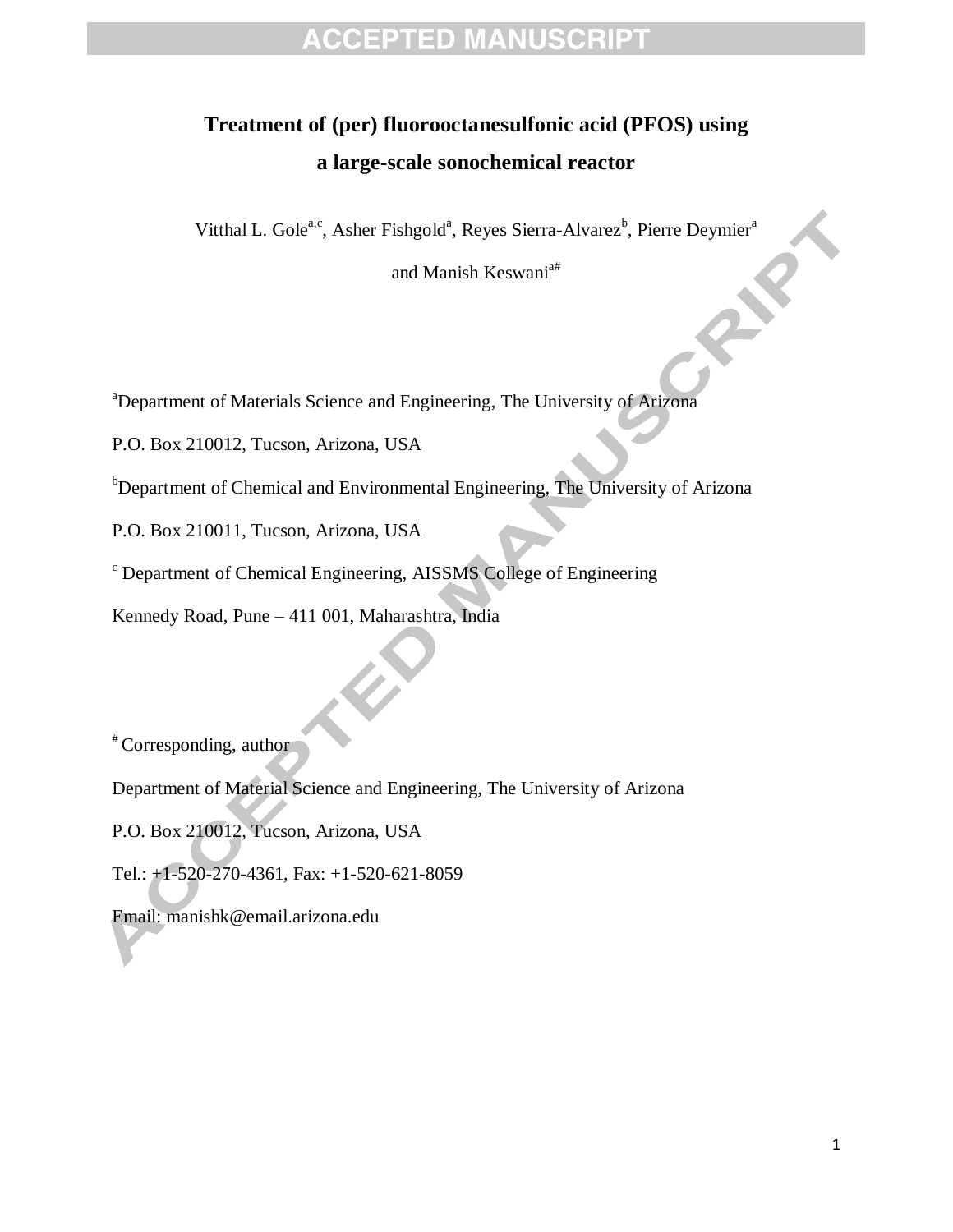# Treatment of (per) fluorooctanesulfonic acid (PFOS) using a large-scale sonochemical reactor

Vitthal L. Gole[a,c], Asher Fishgold[a], Reyes Sierra-Alvarez[b], Pierre Deymier[a] and Manish Keswani[a#]

[a]Department of Materials Science and Engineering, The University of Arizona

P.O. Box 210012, Tucson, Arizona, USA

[b]Department of Chemical and Environmental Engineering, The University of Arizona

P.O. Box 210011, Tucson, Arizona, USA

[c] Department of Chemical Engineering, AISSMS College of Engineering

Kennedy Road, Pune – 411 001, Maharashtra, India

[#] Corresponding, author

Department of Material Science and Engineering, The University of Arizona

P.O. Box 210012, Tucson, Arizona, USA

Tel.: +1-520-270-4361, Fax: +1-520-621-8059

Email: manishk@email.arizona.edu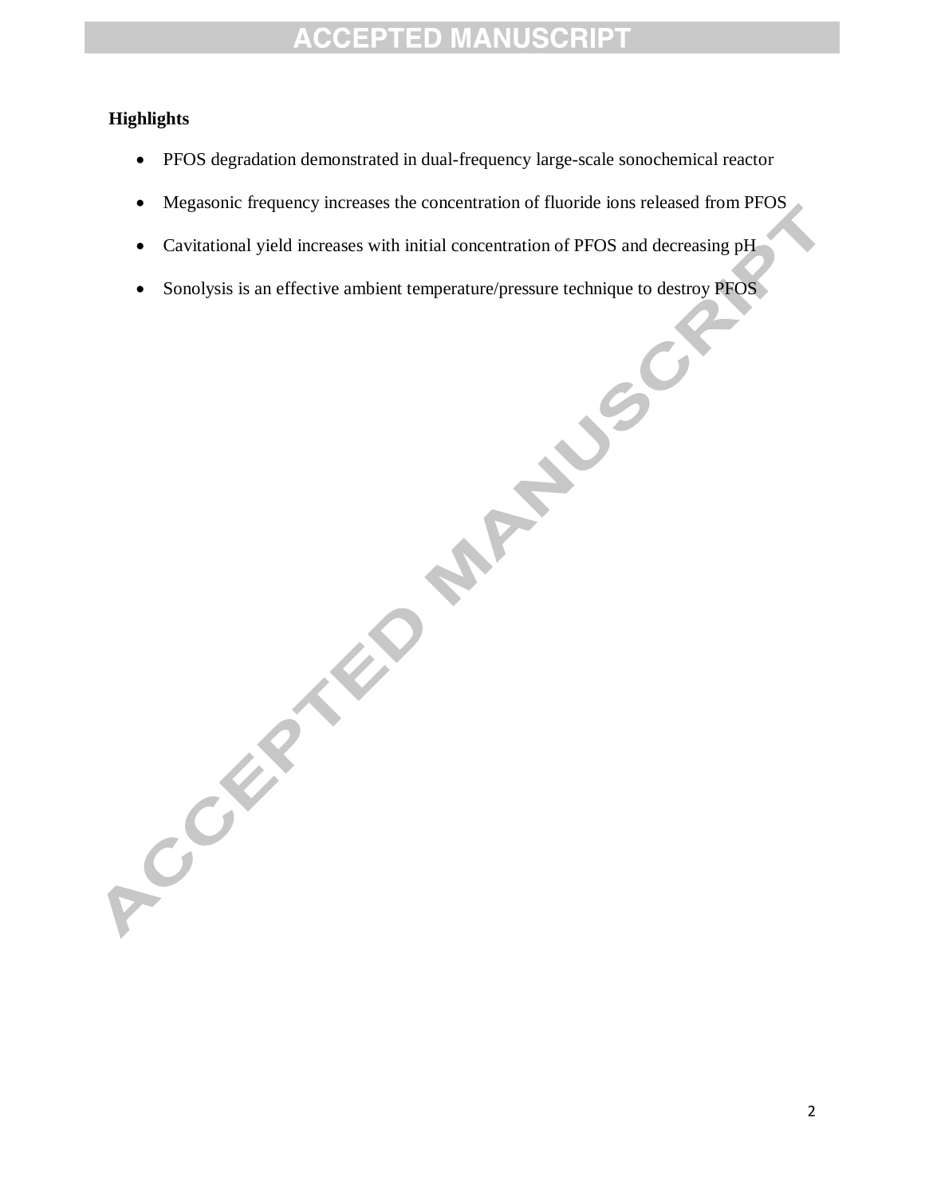**Highlights**

- PFOS degradation demonstrated in dual-frequency large-scale sonochemical reactor
- Megasonic frequency increases the concentration of fluoride ions released from PFOS
- Cavitational yield increases with initial concentration of PFOS and decreasing pH
- Sonolysis is an effective ambient temperature/pressure technique to destroy PFOS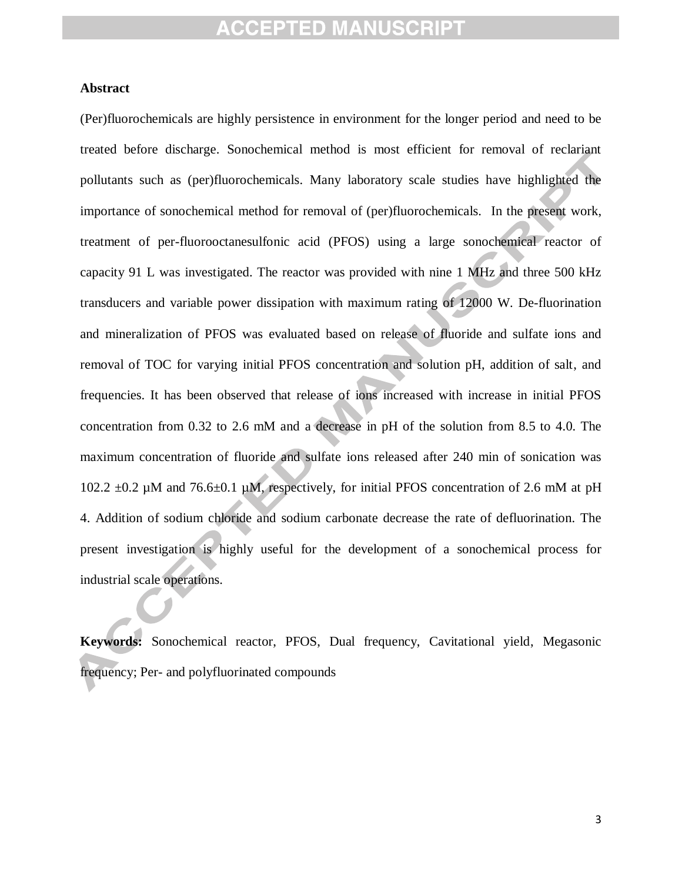**Abstract**

(Per)fluorochemicals are highly persistence in environment for the longer period and need to be treated before discharge. Sonochemical method is most efficient for removal of reclariant pollutants such as (per)fluorochemicals. Many laboratory scale studies have highlighted the importance of sonochemical method for removal of (per)fluorochemicals. In the present work, treatment of per-fluorooctanesulfonic acid (PFOS) using a large sonochemical reactor of capacity 91 L was investigated. The reactor was provided with nine 1 MHz and three 500 kHz transducers and variable power dissipation with maximum rating of 12000 W. De-fluorination and mineralization of PFOS was evaluated based on release of fluoride and sulfate ions and removal of TOC for varying initial PFOS concentration and solution pH, addition of salt, and frequencies. It has been observed that release of ions increased with increase in initial PFOS concentration from 0.32 to 2.6 mM and a decrease in pH of the solution from 8.5 to 4.0. The maximum concentration of fluoride and sulfate ions released after 240 min of sonication was 102.2 ±0.2 μM and 76.6±0.1 μM, respectively, for initial PFOS concentration of 2.6 mM at pH 4. Addition of sodium chloride and sodium carbonate decrease the rate of defluorination. The present investigation is highly useful for the development of a sonochemical process for industrial scale operations.

**Keywords:** Sonochemical reactor, PFOS, Dual frequency, Cavitational yield, Megasonic frequency; Per- and polyfluorinated compounds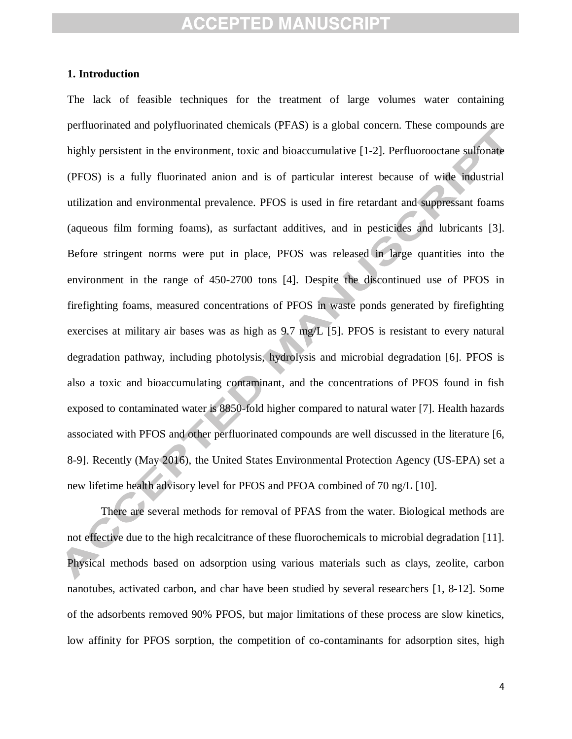## 1. Introduction

The lack of feasible techniques for the treatment of large volumes water containing perfluorinated and polyfluorinated chemicals (PFAS) is a global concern. These compounds are highly persistent in the environment, toxic and bioaccumulative [1-2]. Perfluorooctane sulfonate (PFOS) is a fully fluorinated anion and is of particular interest because of wide industrial utilization and environmental prevalence. PFOS is used in fire retardant and suppressant foams (aqueous film forming foams), as surfactant additives, and in pesticides and lubricants [3]. Before stringent norms were put in place, PFOS was released in large quantities into the environment in the range of 450-2700 tons [4]. Despite the discontinued use of PFOS in firefighting foams, measured concentrations of PFOS in waste ponds generated by firefighting exercises at military air bases was as high as 9.7 mg/L [5]. PFOS is resistant to every natural degradation pathway, including photolysis, hydrolysis and microbial degradation [6]. PFOS is also a toxic and bioaccumulating contaminant, and the concentrations of PFOS found in fish exposed to contaminated water is 8850-fold higher compared to natural water [7]. Health hazards associated with PFOS and other perfluorinated compounds are well discussed in the literature [6, 8-9]. Recently (May 2016), the United States Environmental Protection Agency (US-EPA) set a new lifetime health advisory level for PFOS and PFOA combined of 70 ng/L [10].

There are several methods for removal of PFAS from the water. Biological methods are not effective due to the high recalcitrance of these fluorochemicals to microbial degradation [11]. Physical methods based on adsorption using various materials such as clays, zeolite, carbon nanotubes, activated carbon, and char have been studied by several researchers [1, 8-12]. Some of the adsorbents removed 90% PFOS, but major limitations of these process are slow kinetics, low affinity for PFOS sorption, the competition of co-contaminants for adsorption sites, high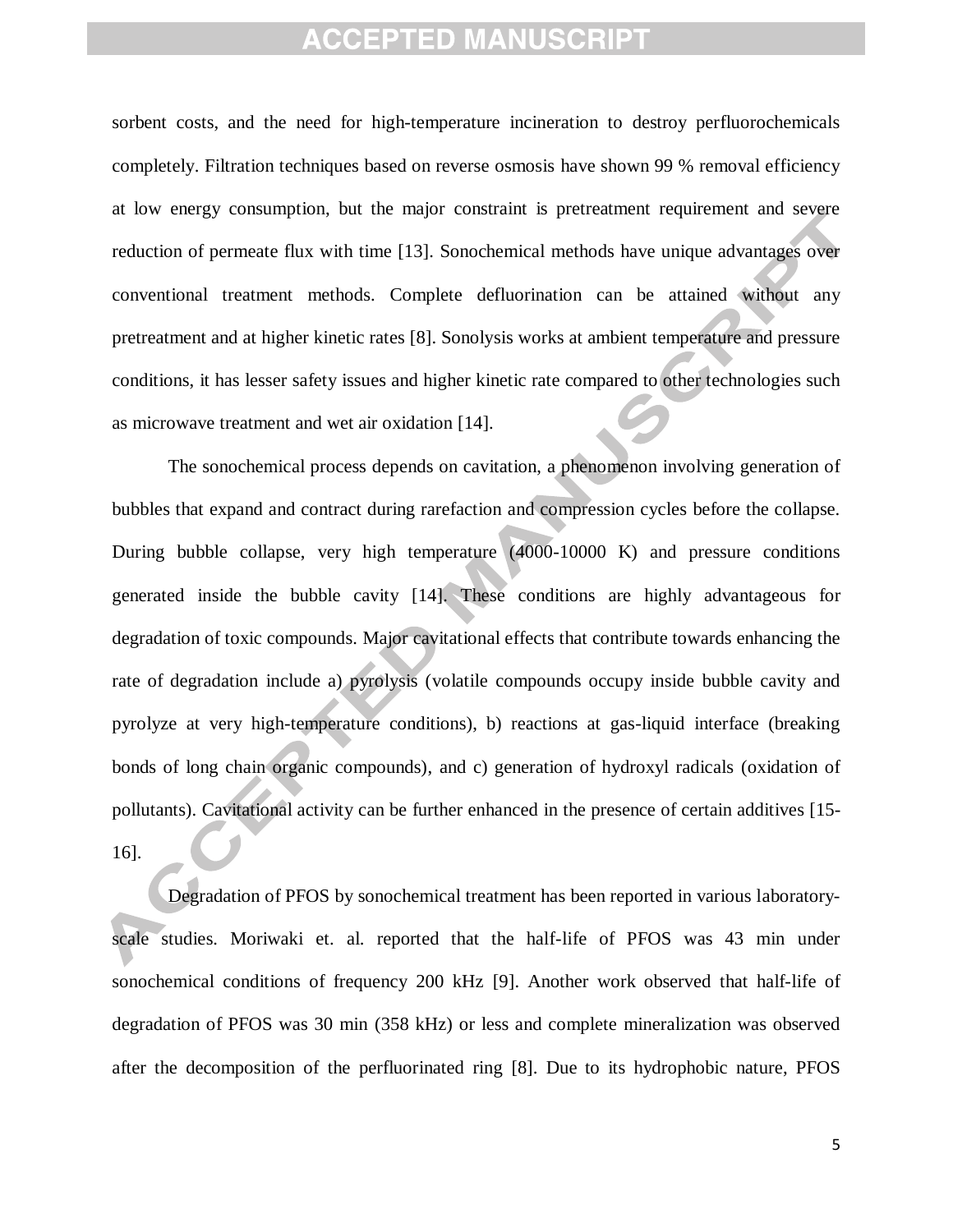sorbent costs, and the need for high-temperature incineration to destroy perfluorochemicals completely. Filtration techniques based on reverse osmosis have shown 99 % removal efficiency at low energy consumption, but the major constraint is pretreatment requirement and severe reduction of permeate flux with time [13]. Sonochemical methods have unique advantages over conventional treatment methods. Complete defluorination can be attained without any pretreatment and at higher kinetic rates [8]. Sonolysis works at ambient temperature and pressure conditions, it has lesser safety issues and higher kinetic rate compared to other technologies such as microwave treatment and wet air oxidation [14].

The sonochemical process depends on cavitation, a phenomenon involving generation of bubbles that expand and contract during rarefaction and compression cycles before the collapse. During bubble collapse, very high temperature (4000-10000 K) and pressure conditions generated inside the bubble cavity [14]. These conditions are highly advantageous for degradation of toxic compounds. Major cavitational effects that contribute towards enhancing the rate of degradation include a) pyrolysis (volatile compounds occupy inside bubble cavity and pyrolyze at very high-temperature conditions), b) reactions at gas-liquid interface (breaking bonds of long chain organic compounds), and c) generation of hydroxyl radicals (oxidation of pollutants). Cavitational activity can be further enhanced in the presence of certain additives [15-16].

Degradation of PFOS by sonochemical treatment has been reported in various laboratory-scale studies. Moriwaki et. al. reported that the half-life of PFOS was 43 min under sonochemical conditions of frequency 200 kHz [9]. Another work observed that half-life of degradation of PFOS was 30 min (358 kHz) or less and complete mineralization was observed after the decomposition of the perfluorinated ring [8]. Due to its hydrophobic nature, PFOS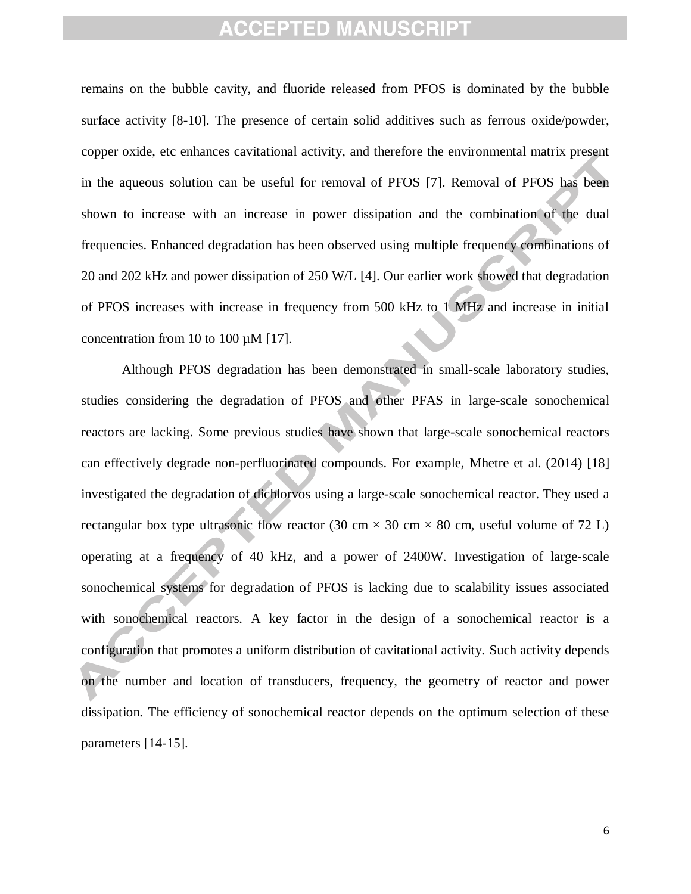remains on the bubble cavity, and fluoride released from PFOS is dominated by the bubble surface activity [8-10]. The presence of certain solid additives such as ferrous oxide/powder, copper oxide, etc enhances cavitational activity, and therefore the environmental matrix present in the aqueous solution can be useful for removal of PFOS [7]. Removal of PFOS has been shown to increase with an increase in power dissipation and the combination of the dual frequencies. Enhanced degradation has been observed using multiple frequency combinations of 20 and 202 kHz and power dissipation of 250 W/L [4]. Our earlier work showed that degradation of PFOS increases with increase in frequency from 500 kHz to 1 MHz and increase in initial concentration from 10 to 100 µM [17].

Although PFOS degradation has been demonstrated in small-scale laboratory studies, studies considering the degradation of PFOS and other PFAS in large-scale sonochemical reactors are lacking. Some previous studies have shown that large-scale sonochemical reactors can effectively degrade non-perfluorinated compounds. For example, Mhetre et al. (2014) [18] investigated the degradation of dichlorvos using a large-scale sonochemical reactor. They used a rectangular box type ultrasonic flow reactor (30 cm × 30 cm × 80 cm, useful volume of 72 L) operating at a frequency of 40 kHz, and a power of 2400W. Investigation of large-scale sonochemical systems for degradation of PFOS is lacking due to scalability issues associated with sonochemical reactors. A key factor in the design of a sonochemical reactor is a configuration that promotes a uniform distribution of cavitational activity. Such activity depends on the number and location of transducers, frequency, the geometry of reactor and power dissipation. The efficiency of sonochemical reactor depends on the optimum selection of these parameters [14-15].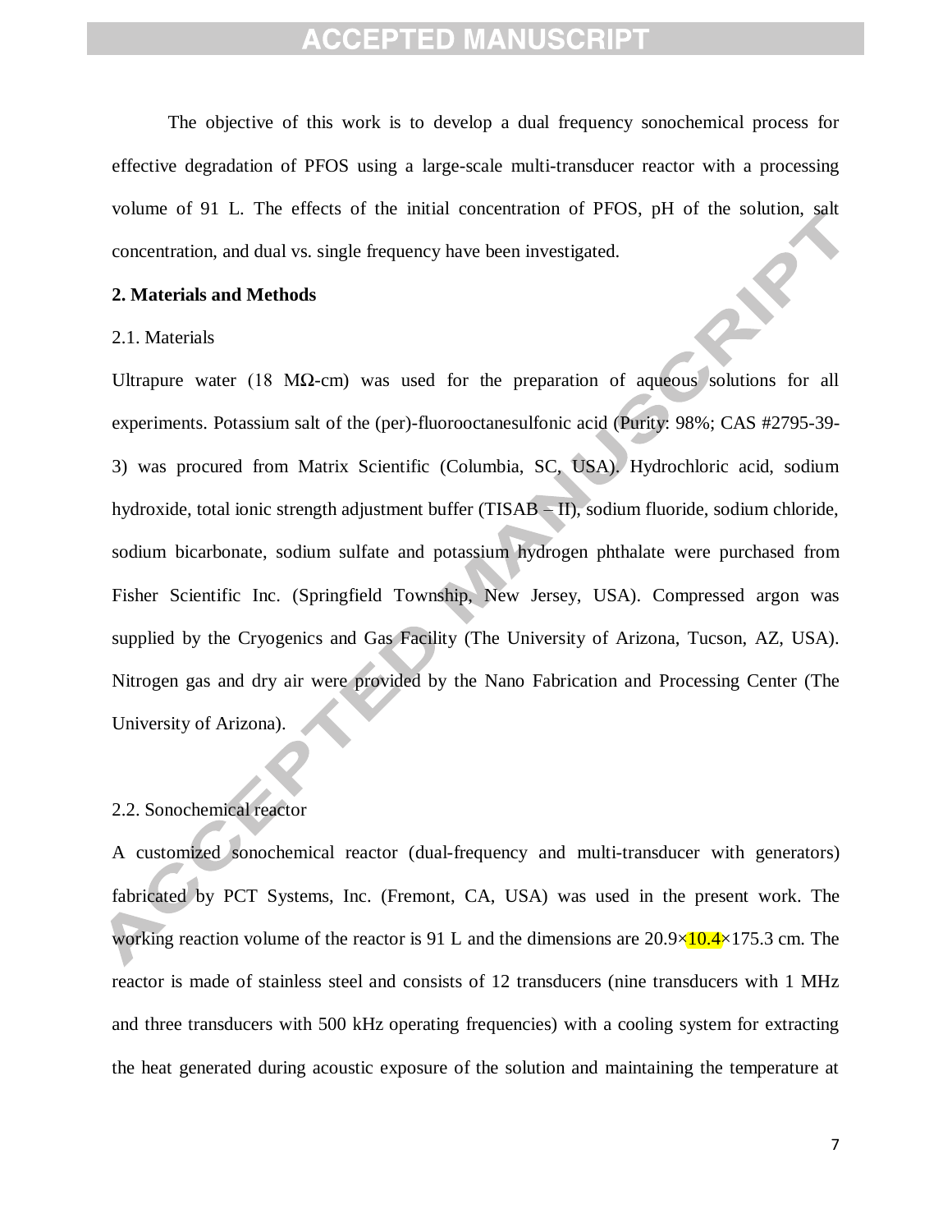The objective of this work is to develop a dual frequency sonochemical process for effective degradation of PFOS using a large-scale multi-transducer reactor with a processing volume of 91 L. The effects of the initial concentration of PFOS, pH of the solution, salt concentration, and dual vs. single frequency have been investigated.

## 2. Materials and Methods

### 2.1. Materials

Ultrapure water (18 MΩ-cm) was used for the preparation of aqueous solutions for all experiments. Potassium salt of the (per)-fluorooctanesulfonic acid (Purity: 98%; CAS #2795-39-3) was procured from Matrix Scientific (Columbia, SC, USA). Hydrochloric acid, sodium hydroxide, total ionic strength adjustment buffer (TISAB – II), sodium fluoride, sodium chloride, sodium bicarbonate, sodium sulfate and potassium hydrogen phthalate were purchased from Fisher Scientific Inc. (Springfield Township, New Jersey, USA). Compressed argon was supplied by the Cryogenics and Gas Facility (The University of Arizona, Tucson, AZ, USA). Nitrogen gas and dry air were provided by the Nano Fabrication and Processing Center (The University of Arizona).

### 2.2. Sonochemical reactor

A customized sonochemical reactor (dual-frequency and multi-transducer with generators) fabricated by PCT Systems, Inc. (Fremont, CA, USA) was used in the present work. The working reaction volume of the reactor is 91 L and the dimensions are 20.9×10.4×175.3 cm. The reactor is made of stainless steel and consists of 12 transducers (nine transducers with 1 MHz and three transducers with 500 kHz operating frequencies) with a cooling system for extracting the heat generated during acoustic exposure of the solution and maintaining the temperature at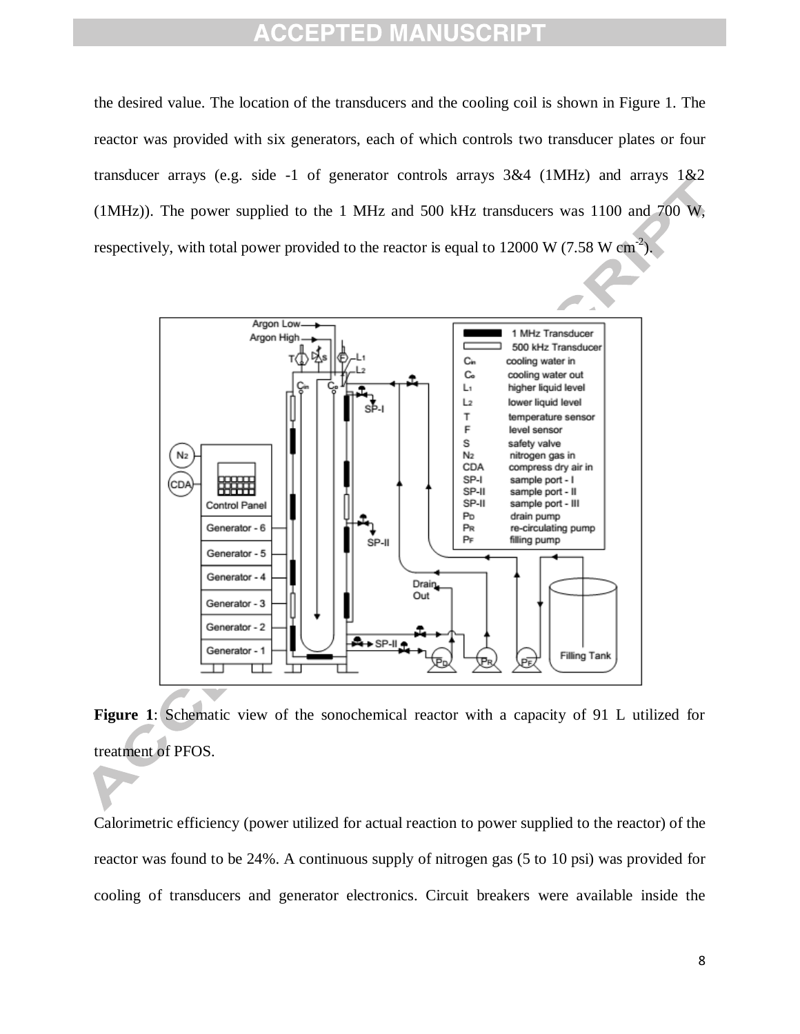the desired value. The location of the transducers and the cooling coil is shown in Figure 1. The reactor was provided with six generators, each of which controls two transducer plates or four transducer arrays (e.g. side -1 of generator controls arrays 3&4 (1MHz) and arrays 1&2 (1MHz)). The power supplied to the 1 MHz and 500 kHz transducers was 1100 and 700 W, respectively, with total power provided to the reactor is equal to 12000 W (7.58 W cm$^{-2}$).

**Figure 1**: Schematic view of the sonochemical reactor with a capacity of 91 L utilized for treatment of PFOS.

Calorimetric efficiency (power utilized for actual reaction to power supplied to the reactor) of the reactor was found to be 24%. A continuous supply of nitrogen gas (5 to 10 psi) was provided for cooling of transducers and generator electronics. Circuit breakers were available inside the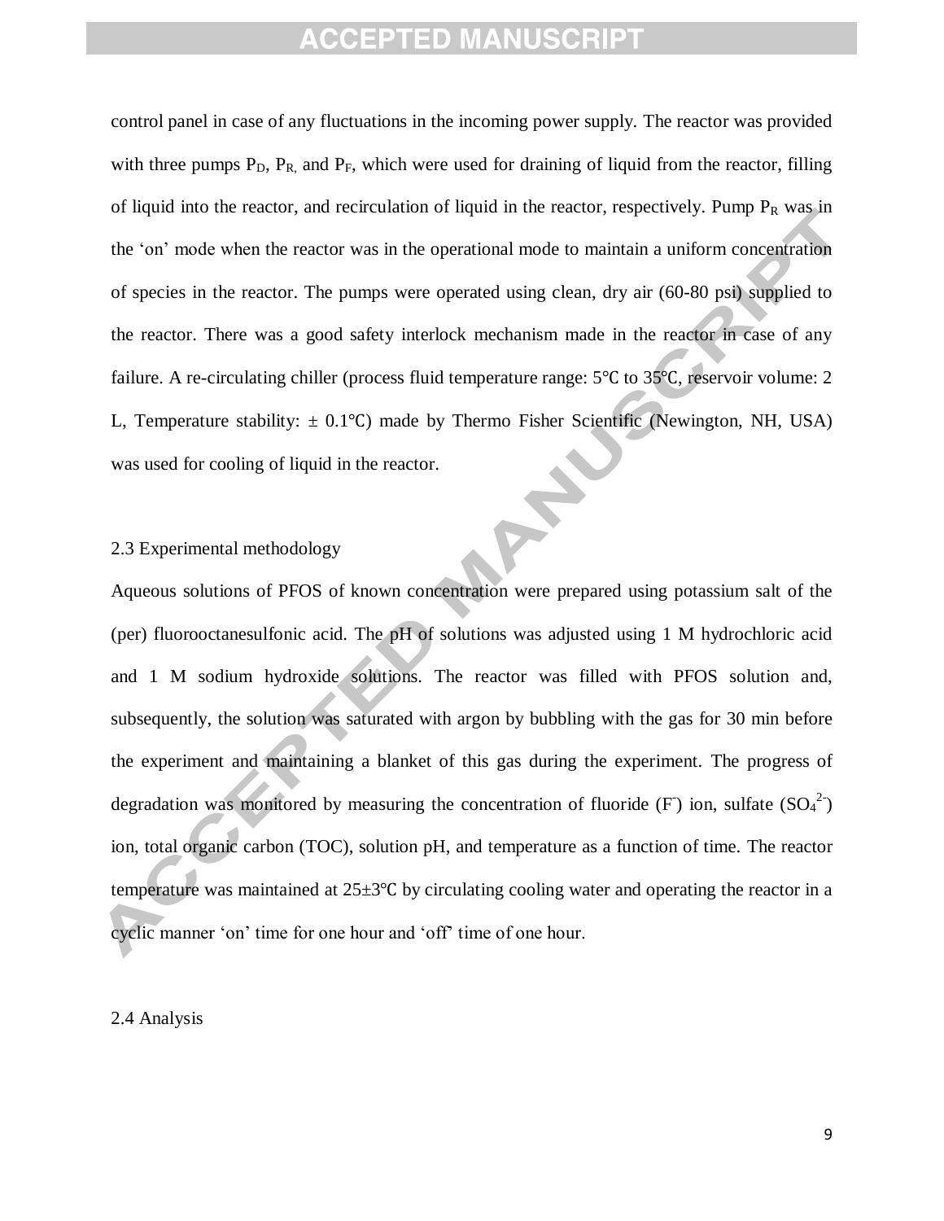control panel in case of any fluctuations in the incoming power supply. The reactor was provided with three pumps $P_D$, $P_R$, and $P_F$, which were used for draining of liquid from the reactor, filling of liquid into the reactor, and recirculation of liquid in the reactor, respectively. Pump $P_R$ was in the 'on' mode when the reactor was in the operational mode to maintain a uniform concentration of species in the reactor. The pumps were operated using clean, dry air (60-80 psi) supplied to the reactor. There was a good safety interlock mechanism made in the reactor in case of any failure. A re-circulating chiller (process fluid temperature range: 5℃ to 35℃, reservoir volume: 2 L, Temperature stability: ± 0.1℃) made by Thermo Fisher Scientific (Newington, NH, USA) was used for cooling of liquid in the reactor.

## 2.3 Experimental methodology

Aqueous solutions of PFOS of known concentration were prepared using potassium salt of the (per) fluorooctanesulfonic acid. The pH of solutions was adjusted using 1 M hydrochloric acid and 1 M sodium hydroxide solutions. The reactor was filled with PFOS solution and, subsequently, the solution was saturated with argon by bubbling with the gas for 30 min before the experiment and maintaining a blanket of this gas during the experiment. The progress of degradation was monitored by measuring the concentration of fluoride ($F^-$) ion, sulfate ($SO_4^{2-}$) ion, total organic carbon (TOC), solution pH, and temperature as a function of time. The reactor temperature was maintained at 25±3℃ by circulating cooling water and operating the reactor in a cyclic manner 'on' time for one hour and 'off' time of one hour.

## 2.4 Analysis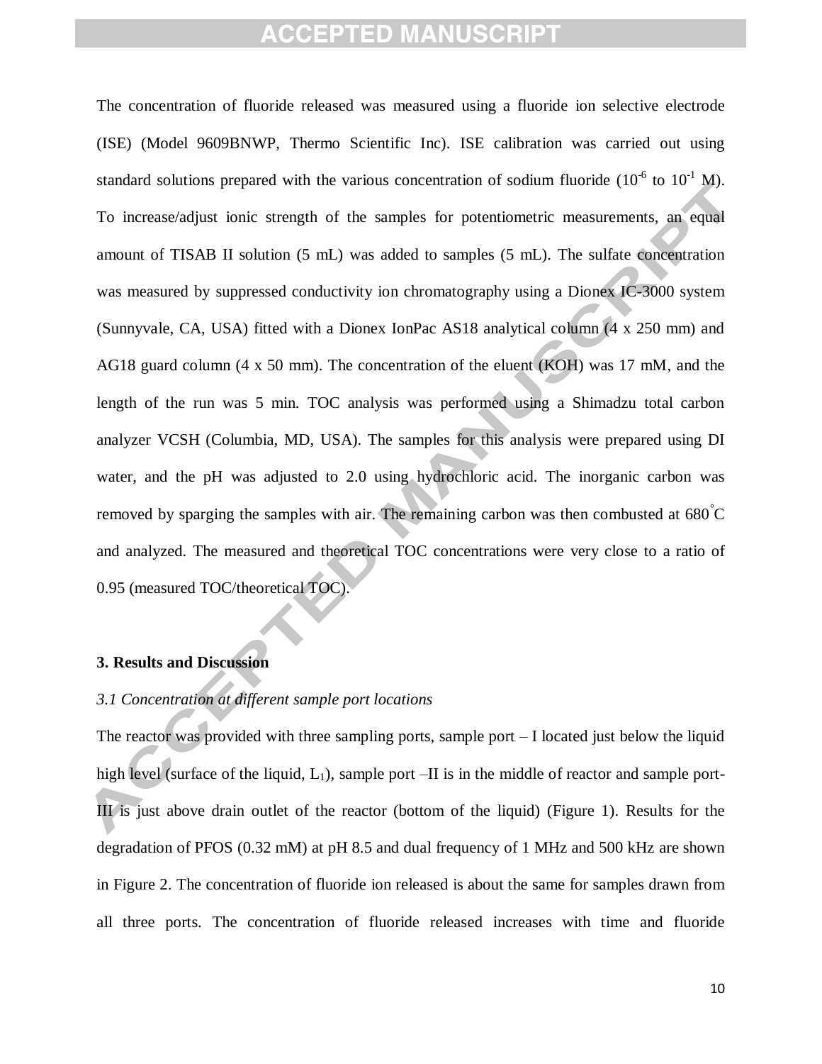The concentration of fluoride released was measured using a fluoride ion selective electrode (ISE) (Model 9609BNWP, Thermo Scientific Inc). ISE calibration was carried out using standard solutions prepared with the various concentration of sodium fluoride ($10^{-6}$ to $10^{-1}$ M). To increase/adjust ionic strength of the samples for potentiometric measurements, an equal amount of TISAB II solution (5 mL) was added to samples (5 mL). The sulfate concentration was measured by suppressed conductivity ion chromatography using a Dionex IC-3000 system (Sunnyvale, CA, USA) fitted with a Dionex IonPac AS18 analytical column (4 x 250 mm) and AG18 guard column (4 x 50 mm). The concentration of the eluent (KOH) was 17 mM, and the length of the run was 5 min. TOC analysis was performed using a Shimadzu total carbon analyzer VCSH (Columbia, MD, USA). The samples for this analysis were prepared using DI water, and the pH was adjusted to 2.0 using hydrochloric acid. The inorganic carbon was removed by sparging the samples with air. The remaining carbon was then combusted at 680°C and analyzed. The measured and theoretical TOC concentrations were very close to a ratio of 0.95 (measured TOC/theoretical TOC).

## 3. Results and Discussion

### *3.1 Concentration at different sample port locations*

The reactor was provided with three sampling ports, sample port – I located just below the liquid high level (surface of the liquid, $L_1$), sample port –II is in the middle of reactor and sample port-III is just above drain outlet of the reactor (bottom of the liquid) (Figure 1). Results for the degradation of PFOS (0.32 mM) at pH 8.5 and dual frequency of 1 MHz and 500 kHz are shown in Figure 2. The concentration of fluoride ion released is about the same for samples drawn from all three ports. The concentration of fluoride released increases with time and fluoride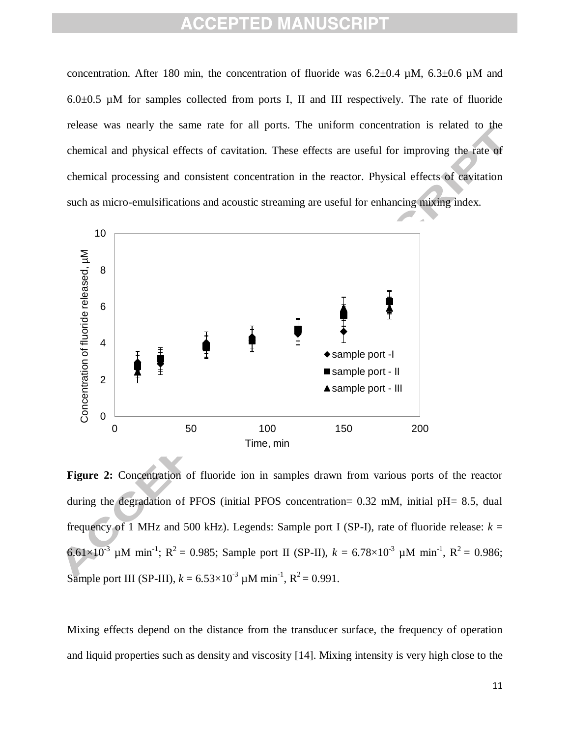concentration. After 180 min, the concentration of fluoride was 6.2±0.4 μM, 6.3±0.6 μM and 6.0±0.5 μM for samples collected from ports I, II and III respectively. The rate of fluoride release was nearly the same rate for all ports. The uniform concentration is related to the chemical and physical effects of cavitation. These effects are useful for improving the rate of chemical processing and consistent concentration in the reactor. Physical effects of cavitation such as micro-emulsifications and acoustic streaming are useful for enhancing mixing index.

**Figure 2:** Concentration of fluoride ion in samples drawn from various ports of the reactor during the degradation of PFOS (initial PFOS concentration= 0.32 mM, initial pH= 8.5, dual frequency of 1 MHz and 500 kHz). Legends: Sample port I (SP-I), rate of fluoride release: $k$ = $6.61\times10^{-3}$ μM $min^{-1}$; $R^2$ = 0.985; Sample port II (SP-II), $k$ = $6.78\times10^{-3}$ μM $min^{-1}$, $R^2$ = 0.986; Sample port III (SP-III), $k$ = $6.53\times10^{-3}$ μM $min^{-1}$, $R^2$ = 0.991.

Mixing effects depend on the distance from the transducer surface, the frequency of operation and liquid properties such as density and viscosity [14]. Mixing intensity is very high close to the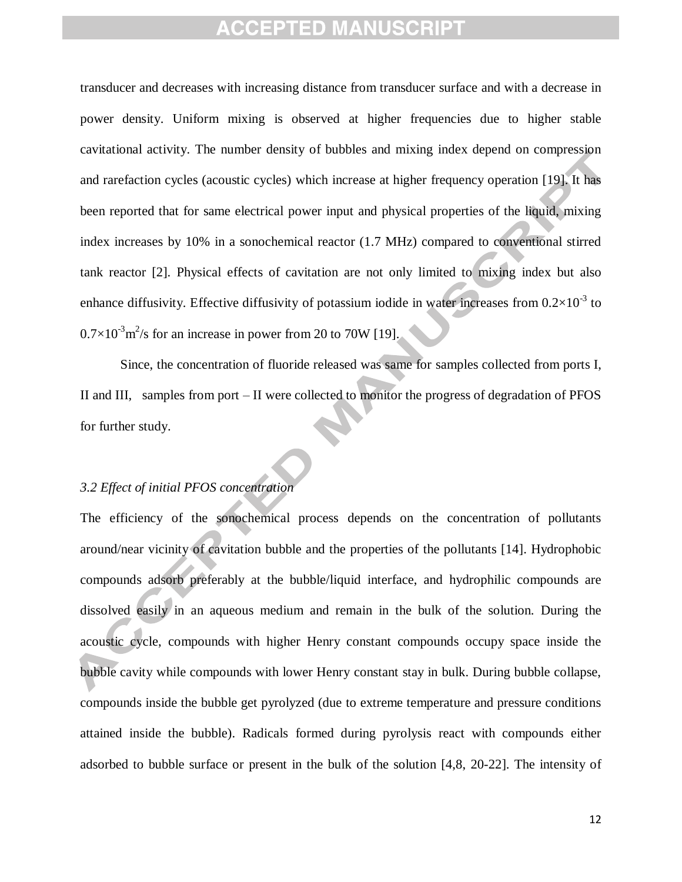transducer and decreases with increasing distance from transducer surface and with a decrease in power density. Uniform mixing is observed at higher frequencies due to higher stable cavitational activity. The number density of bubbles and mixing index depend on compression and rarefaction cycles (acoustic cycles) which increase at higher frequency operation [19]. It has been reported that for same electrical power input and physical properties of the liquid, mixing index increases by 10% in a sonochemical reactor (1.7 MHz) compared to conventional stirred tank reactor [2]. Physical effects of cavitation are not only limited to mixing index but also enhance diffusivity. Effective diffusivity of potassium iodide in water increases from $0.2\times10^{-3}$ to $0.7\times10^{-3} m^2/s$ for an increase in power from 20 to 70W [19].

Since, the concentration of fluoride released was same for samples collected from ports I, II and III, samples from port – II were collected to monitor the progress of degradation of PFOS for further study.

### *3.2 Effect of initial PFOS concentration*

The efficiency of the sonochemical process depends on the concentration of pollutants around/near vicinity of cavitation bubble and the properties of the pollutants [14]. Hydrophobic compounds adsorb preferably at the bubble/liquid interface, and hydrophilic compounds are dissolved easily in an aqueous medium and remain in the bulk of the solution. During the acoustic cycle, compounds with higher Henry constant compounds occupy space inside the bubble cavity while compounds with lower Henry constant stay in bulk. During bubble collapse, compounds inside the bubble get pyrolyzed (due to extreme temperature and pressure conditions attained inside the bubble). Radicals formed during pyrolysis react with compounds either adsorbed to bubble surface or present in the bulk of the solution [4,8, 20-22]. The intensity of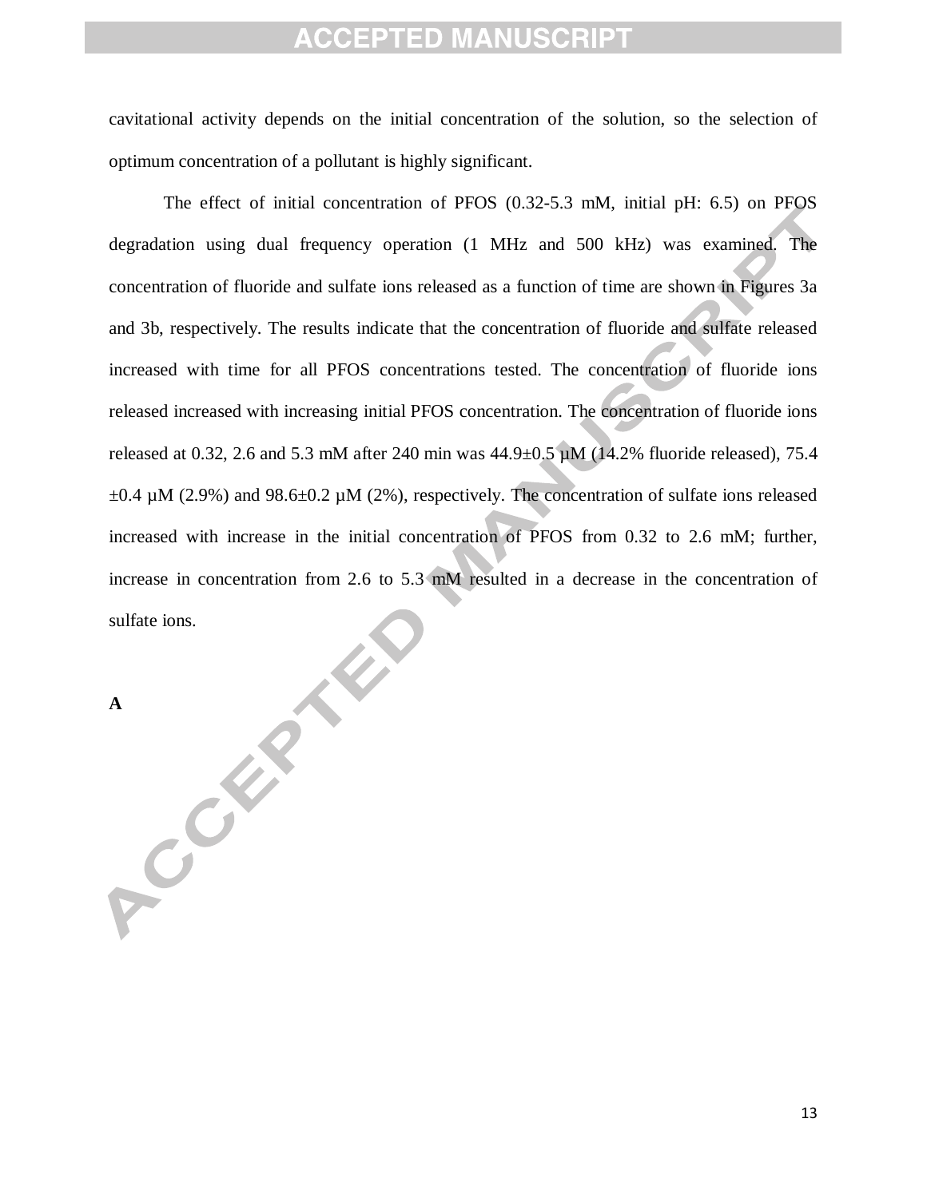cavitational activity depends on the initial concentration of the solution, so the selection of optimum concentration of a pollutant is highly significant.

The effect of initial concentration of PFOS (0.32-5.3 mM, initial pH: 6.5) on PFOS degradation using dual frequency operation (1 MHz and 500 kHz) was examined. The concentration of fluoride and sulfate ions released as a function of time are shown in Figures 3a and 3b, respectively. The results indicate that the concentration of fluoride and sulfate released increased with time for all PFOS concentrations tested. The concentration of fluoride ions released increased with increasing initial PFOS concentration. The concentration of fluoride ions released at 0.32, 2.6 and 5.3 mM after 240 min was 44.9±0.5 µM (14.2% fluoride released), 75.4 ±0.4 µM (2.9%) and 98.6±0.2 µM (2%), respectively. The concentration of sulfate ions released increased with increase in the initial concentration of PFOS from 0.32 to 2.6 mM; further, increase in concentration from 2.6 to 5.3 mM resulted in a decrease in the concentration of sulfate ions.

**A**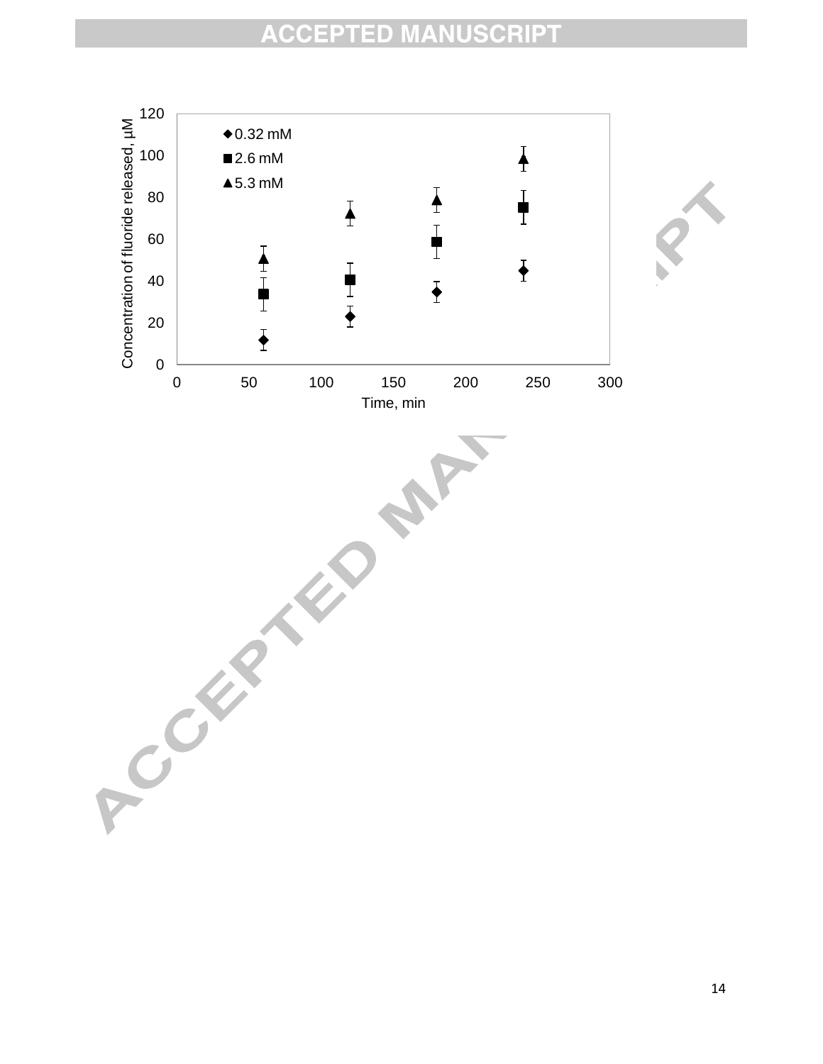◆ 0.32 mM
■ 2.6 mM
▲ 5.3 mM

Concentration of fluoride released, µM

Time, min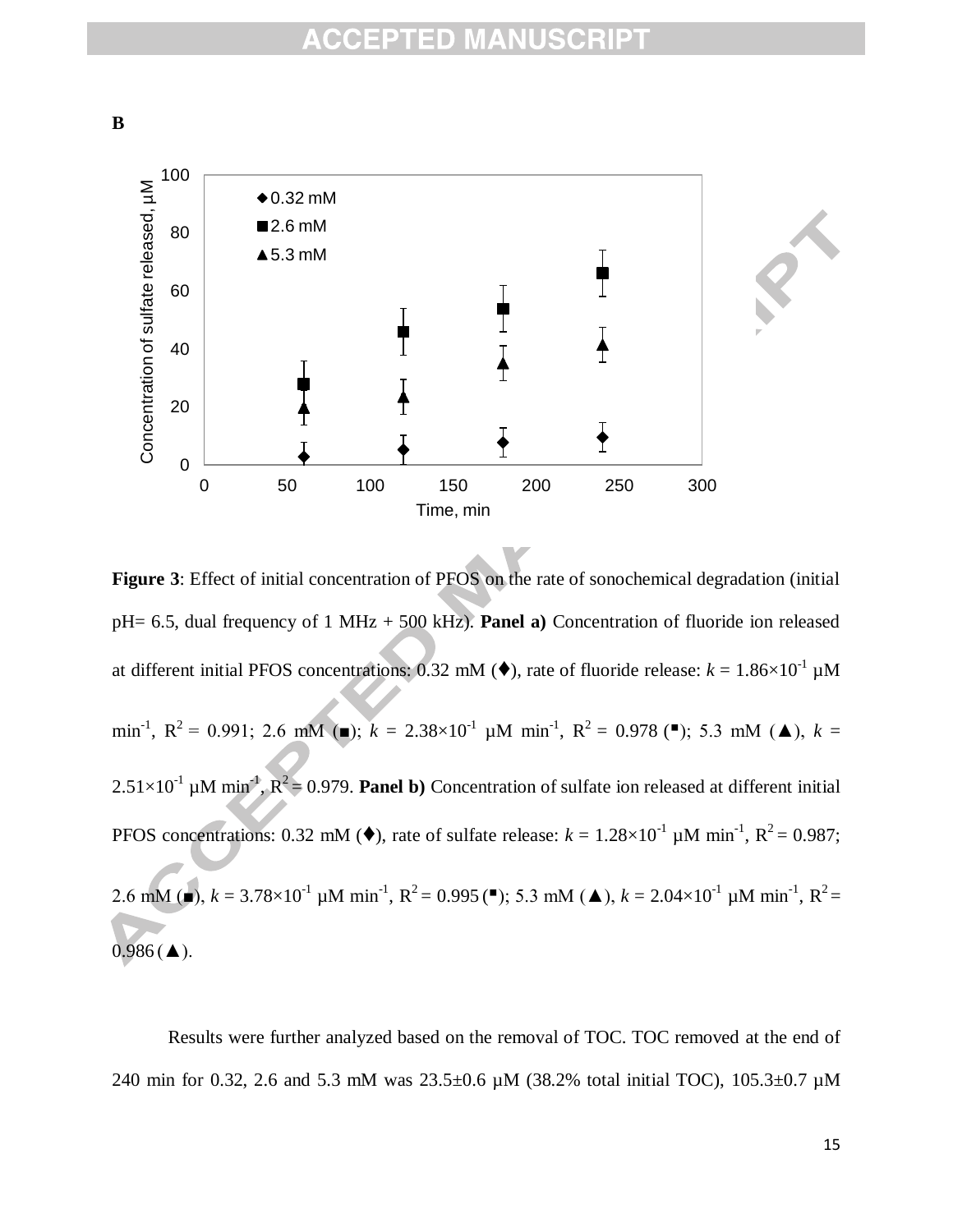**B**

**Figure 3**: Effect of initial concentration of PFOS on the rate of sonochemical degradation (initial pH= 6.5, dual frequency of 1 MHz + 500 kHz). **Panel a)** Concentration of fluoride ion released at different initial PFOS concentrations: 0.32 mM (♦), rate of fluoride release: $k$ = 1.86×10$^{-1}$ µM min$^{-1}$, $R^2$ = 0.991; 2.6 mM (■); $k$ = 2.38×10$^{-1}$ µM min$^{-1}$, $R^2$ = 0.978 (■); 5.3 mM (▲), $k$ = 2.51×10$^{-1}$ µM min$^{-1}$, $R^2$ = 0.979. **Panel b)** Concentration of sulfate ion released at different initial PFOS concentrations: 0.32 mM (♦), rate of sulfate release: $k$ = 1.28×10$^{-1}$ µM min$^{-1}$, $R^2$ = 0.987; 2.6 mM (■), $k$ = 3.78×10$^{-1}$ µM min$^{-1}$, $R^2$ = 0.995 (■); 5.3 mM (▲), $k$ = 2.04×10$^{-1}$ µM min$^{-1}$, $R^2$ = 0.986 (▲).

Results were further analyzed based on the removal of TOC. TOC removed at the end of 240 min for 0.32, 2.6 and 5.3 mM was 23.5±0.6 µM (38.2% total initial TOC), 105.3±0.7 µM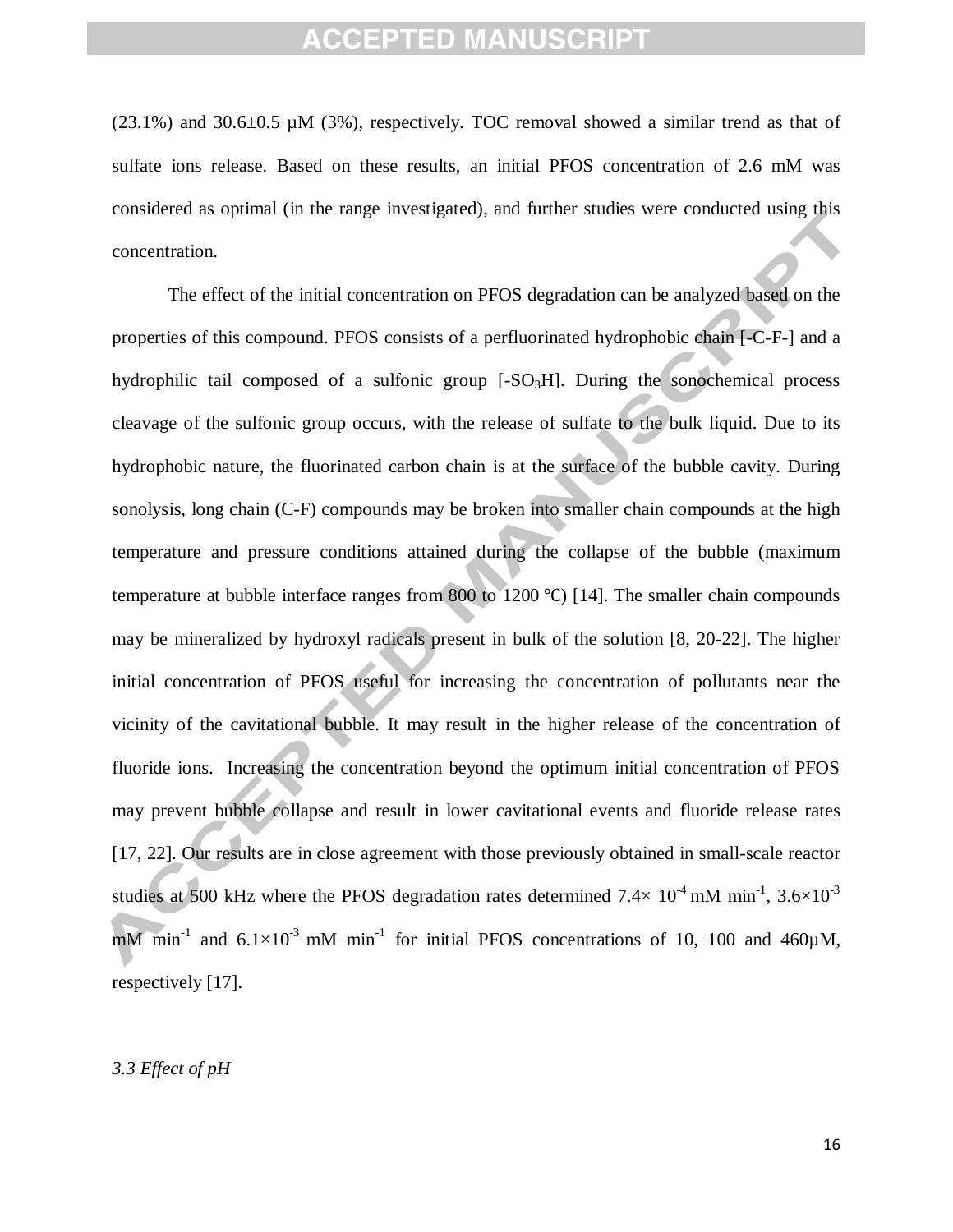(23.1%) and 30.6±0.5 µM (3%), respectively. TOC removal showed a similar trend as that of sulfate ions release. Based on these results, an initial PFOS concentration of 2.6 mM was considered as optimal (in the range investigated), and further studies were conducted using this concentration.

The effect of the initial concentration on PFOS degradation can be analyzed based on the properties of this compound. PFOS consists of a perfluorinated hydrophobic chain [-C-F-] and a hydrophilic tail composed of a sulfonic group [-$SO_3H$]. During the sonochemical process cleavage of the sulfonic group occurs, with the release of sulfate to the bulk liquid. Due to its hydrophobic nature, the fluorinated carbon chain is at the surface of the bubble cavity. During sonolysis, long chain (C-F) compounds may be broken into smaller chain compounds at the high temperature and pressure conditions attained during the collapse of the bubble (maximum temperature at bubble interface ranges from 800 to 1200 ℃) [14]. The smaller chain compounds may be mineralized by hydroxyl radicals present in bulk of the solution [8, 20-22]. The higher initial concentration of PFOS useful for increasing the concentration of pollutants near the vicinity of the cavitational bubble. It may result in the higher release of the concentration of fluoride ions. Increasing the concentration beyond the optimum initial concentration of PFOS may prevent bubble collapse and result in lower cavitational events and fluoride release rates [17, 22]. Our results are in close agreement with those previously obtained in small-scale reactor studies at 500 kHz where the PFOS degradation rates determined $7.4\times 10^{-4}$ mM min$^{-1}$, $3.6\times10^{-3}$ mM min$^{-1}$ and $6.1\times10^{-3}$ mM min$^{-1}$ for initial PFOS concentrations of 10, 100 and 460µM, respectively [17].

*3.3 Effect of pH*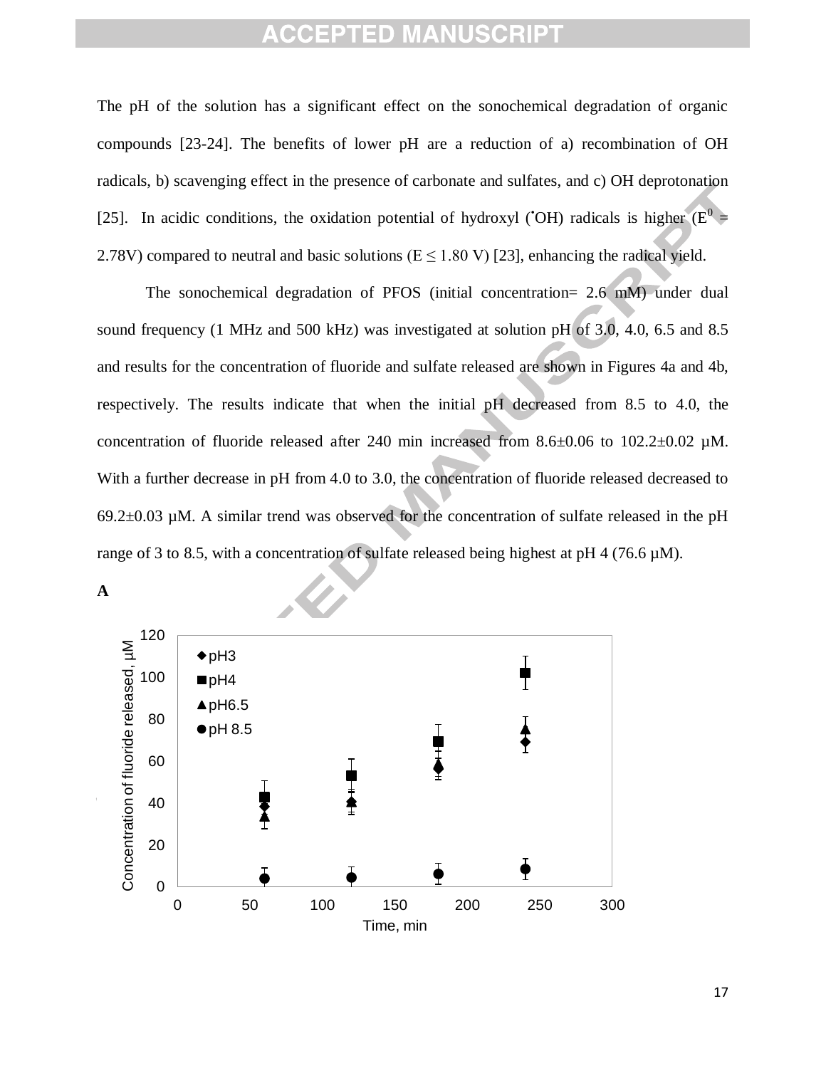The pH of the solution has a significant effect on the sonochemical degradation of organic compounds [23-24]. The benefits of lower pH are a reduction of a) recombination of OH radicals, b) scavenging effect in the presence of carbonate and sulfates, and c) OH deprotonation [25]. In acidic conditions, the oxidation potential of hydroxyl ($^{\bullet}OH$) radicals is higher ($E^0$ = 2.78V) compared to neutral and basic solutions ($E \leq 1.80$ V) [23], enhancing the radical yield.

The sonochemical degradation of PFOS (initial concentration= 2.6 mM) under dual sound frequency (1 MHz and 500 kHz) was investigated at solution pH of 3.0, 4.0, 6.5 and 8.5 and results for the concentration of fluoride and sulfate released are shown in Figures 4a and 4b, respectively. The results indicate that when the initial pH decreased from 8.5 to 4.0, the concentration of fluoride released after 240 min increased from 8.6±0.06 to 102.2±0.02 µM. With a further decrease in pH from 4.0 to 3.0, the concentration of fluoride released decreased to 69.2±0.03 µM. A similar trend was observed for the concentration of sulfate released in the pH range of 3 to 8.5, with a concentration of sulfate released being highest at pH 4 (76.6 µM).

**A**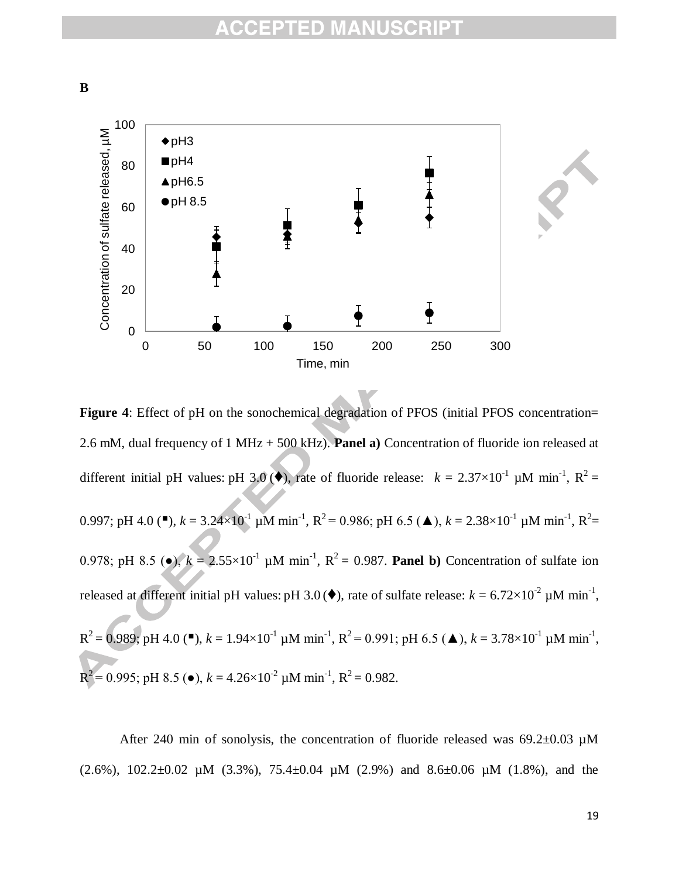**B**

**Figure 4**: Effect of pH on the sonochemical degradation of PFOS (initial PFOS concentration= 2.6 mM, dual frequency of 1 MHz + 500 kHz). **Panel a)** Concentration of fluoride ion released at different initial pH values: pH 3.0 (♦), rate of fluoride release: $k$ = 2.37×10$^{-1}$ μM min$^{-1}$, $R^2$ = 0.997; pH 4.0 (■), $k$ = 3.24×10$^{-1}$ μM min$^{-1}$, $R^2$ = 0.986; pH 6.5 (▲), $k$ = 2.38×10$^{-1}$ μM min$^{-1}$, $R^2$= 0.978; pH 8.5 (●), $k$ = 2.55×10$^{-1}$ μM min$^{-1}$, $R^2$ = 0.987. **Panel b)** Concentration of sulfate ion released at different initial pH values: pH 3.0 (♦), rate of sulfate release: $k$ = 6.72×10$^{-2}$ μM min$^{-1}$, $R^2$ = 0.989; pH 4.0 (■), $k$ = 1.94×10$^{-1}$ μM min$^{-1}$, $R^2$ = 0.991; pH 6.5 (▲), $k$ = 3.78×10$^{-1}$ μM min$^{-1}$, $R^2$ = 0.995; pH 8.5 (●), $k$ = 4.26×10$^{-2}$ μM min$^{-1}$, $R^2$ = 0.982.

After 240 min of sonolysis, the concentration of fluoride released was 69.2±0.03 μM (2.6%), 102.2±0.02 μM (3.3%), 75.4±0.04 μM (2.9%) and 8.6±0.06 μM (1.8%), and the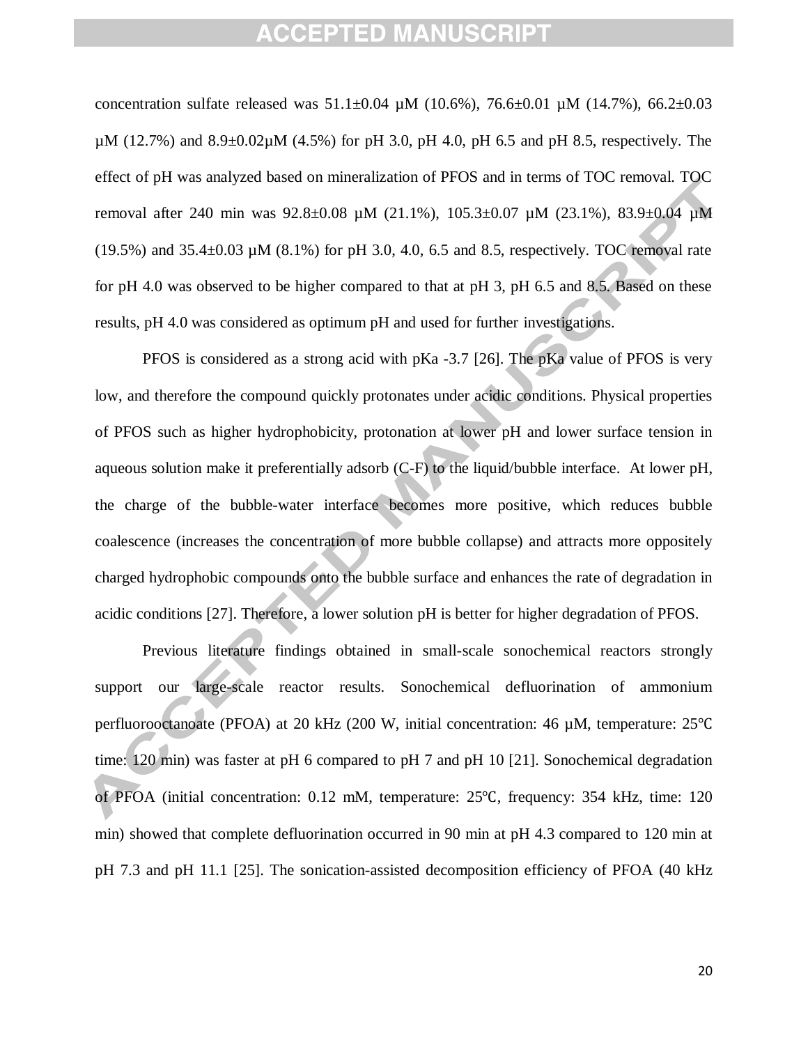concentration sulfate released was 51.1±0.04 µM (10.6%), 76.6±0.01 µM (14.7%), 66.2±0.03 µM (12.7%) and 8.9±0.02µM (4.5%) for pH 3.0, pH 4.0, pH 6.5 and pH 8.5, respectively. The effect of pH was analyzed based on mineralization of PFOS and in terms of TOC removal. TOC removal after 240 min was 92.8±0.08 µM (21.1%), 105.3±0.07 µM (23.1%), 83.9±0.04 µM (19.5%) and 35.4±0.03 µM (8.1%) for pH 3.0, 4.0, 6.5 and 8.5, respectively. TOC removal rate for pH 4.0 was observed to be higher compared to that at pH 3, pH 6.5 and 8.5. Based on these results, pH 4.0 was considered as optimum pH and used for further investigations.

PFOS is considered as a strong acid with pKa -3.7 [26]. The pKa value of PFOS is very low, and therefore the compound quickly protonates under acidic conditions. Physical properties of PFOS such as higher hydrophobicity, protonation at lower pH and lower surface tension in aqueous solution make it preferentially adsorb (C-F) to the liquid/bubble interface. At lower pH, the charge of the bubble-water interface becomes more positive, which reduces bubble coalescence (increases the concentration of more bubble collapse) and attracts more oppositely charged hydrophobic compounds onto the bubble surface and enhances the rate of degradation in acidic conditions [27]. Therefore, a lower solution pH is better for higher degradation of PFOS.

Previous literature findings obtained in small-scale sonochemical reactors strongly support our large-scale reactor results. Sonochemical defluorination of ammonium perfluorooctanoate (PFOA) at 20 kHz (200 W, initial concentration: 46 µM, temperature: 25℃ time: 120 min) was faster at pH 6 compared to pH 7 and pH 10 [21]. Sonochemical degradation of PFOA (initial concentration: 0.12 mM, temperature: 25℃, frequency: 354 kHz, time: 120 min) showed that complete defluorination occurred in 90 min at pH 4.3 compared to 120 min at pH 7.3 and pH 11.1 [25]. The sonication-assisted decomposition efficiency of PFOA (40 kHz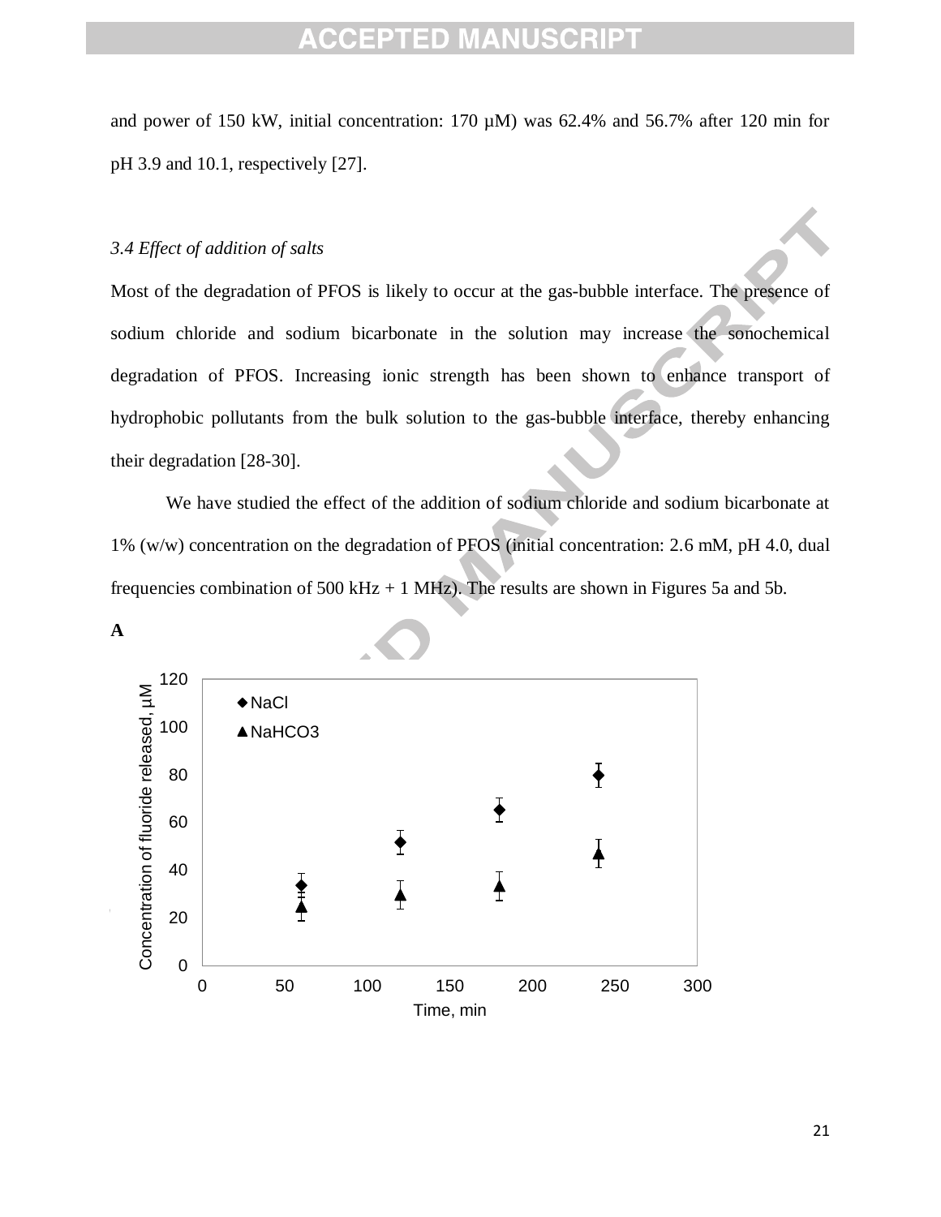and power of 150 kW, initial concentration: 170 μM) was 62.4% and 56.7% after 120 min for pH 3.9 and 10.1, respectively [27].

*3.4 Effect of addition of salts*

Most of the degradation of PFOS is likely to occur at the gas-bubble interface. The presence of sodium chloride and sodium bicarbonate in the solution may increase the sonochemical degradation of PFOS. Increasing ionic strength has been shown to enhance transport of hydrophobic pollutants from the bulk solution to the gas-bubble interface, thereby enhancing their degradation [28-30].

We have studied the effect of the addition of sodium chloride and sodium bicarbonate at 1% (w/w) concentration on the degradation of PFOS (initial concentration: 2.6 mM, pH 4.0, dual frequencies combination of 500 kHz + 1 MHz). The results are shown in Figures 5a and 5b.

**A**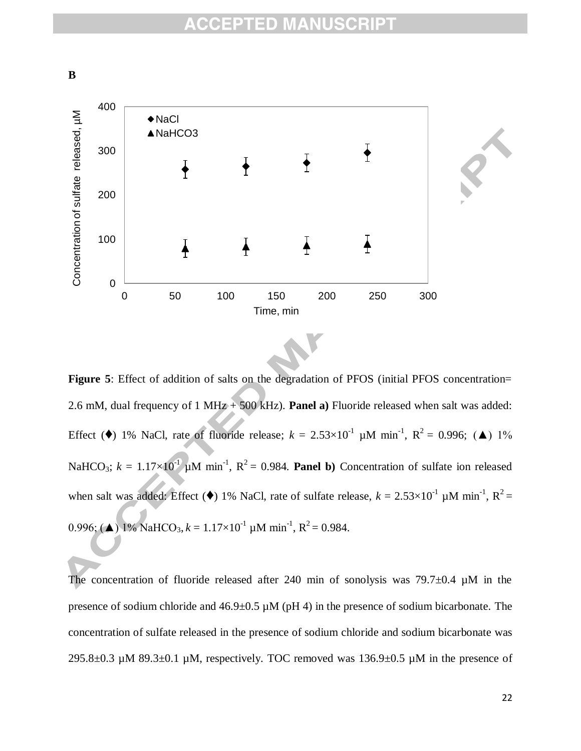**B**

**Figure 5**: Effect of addition of salts on the degradation of PFOS (initial PFOS concentration= 2.6 mM, dual frequency of 1 MHz + 500 kHz). **Panel a)** Fluoride released when salt was added: Effect (♦) 1% NaCl, rate of fluoride release; $k$ = 2.53×10$^{-1}$ μM min$^{-1}$, $R^2$ = 0.996; (▲) 1% $NaHCO_3$; $k$ = 1.17×10$^{-1}$ μM min$^{-1}$, $R^2$ = 0.984. **Panel b)** Concentration of sulfate ion released when salt was added: Effect (♦) 1% NaCl, rate of sulfate release, $k$ = 2.53×10$^{-1}$ μM min$^{-1}$, $R^2$ = 0.996; (▲) 1% $NaHCO_3$, $k$ = 1.17×10$^{-1}$ μM min$^{-1}$, $R^2$ = 0.984.

The concentration of fluoride released after 240 min of sonolysis was 79.7±0.4 μM in the presence of sodium chloride and 46.9±0.5 μM (pH 4) in the presence of sodium bicarbonate. The concentration of sulfate released in the presence of sodium chloride and sodium bicarbonate was 295.8±0.3 μM 89.3±0.1 μM, respectively. TOC removed was 136.9±0.5 μM in the presence of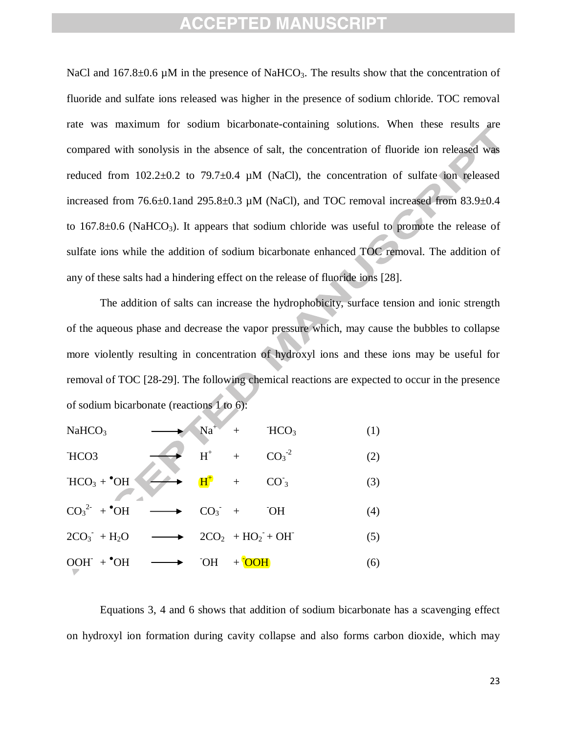NaCl and 167.8±0.6 µM in the presence of $NaHCO_3$. The results show that the concentration of fluoride and sulfate ions released was higher in the presence of sodium chloride. TOC removal rate was maximum for sodium bicarbonate-containing solutions. When these results are compared with sonolysis in the absence of salt, the concentration of fluoride ion released was reduced from 102.2±0.2 to 79.7±0.4 µM (NaCl), the concentration of sulfate ion released increased from 76.6±0.1and 295.8±0.3 µM (NaCl), and TOC removal increased from 83.9±0.4 to 167.8±0.6 ($NaHCO_3$). It appears that sodium chloride was useful to promote the release of sulfate ions while the addition of sodium bicarbonate enhanced TOC removal. The addition of any of these salts had a hindering effect on the release of fluoride ions [28].

The addition of salts can increase the hydrophobicity, surface tension and ionic strength of the aqueous phase and decrease the vapor pressure which, may cause the bubbles to collapse more violently resulting in concentration of hydroxyl ions and these ions may be useful for removal of TOC [28-29]. The following chemical reactions are expected to occur in the presence of sodium bicarbonate (reactions 1 to 6):

$$NaHCO_3 \longrightarrow Na^+ + {}^-HCO_3 \qquad (1)$$

$$^-HCO3 \longrightarrow H^+ + CO_3^{-2} \qquad (2)$$

$$^-HCO_3 + {}^\bullet OH \longrightarrow H^+ + CO^-_3 \qquad (3)$$

$$CO_3^{2-} + {}^\bullet OH \longrightarrow CO_3^- + {}^-OH \qquad (4)$$

$$2CO_3^- + H_2O \longrightarrow 2CO_2 + HO_2^- + OH^- \qquad (5)$$

$$OOH^- + {}^\bullet OH \longrightarrow {}^-OH + {}^-OOH \qquad (6)$$

Equations 3, 4 and 6 shows that addition of sodium bicarbonate has a scavenging effect on hydroxyl ion formation during cavity collapse and also forms carbon dioxide, which may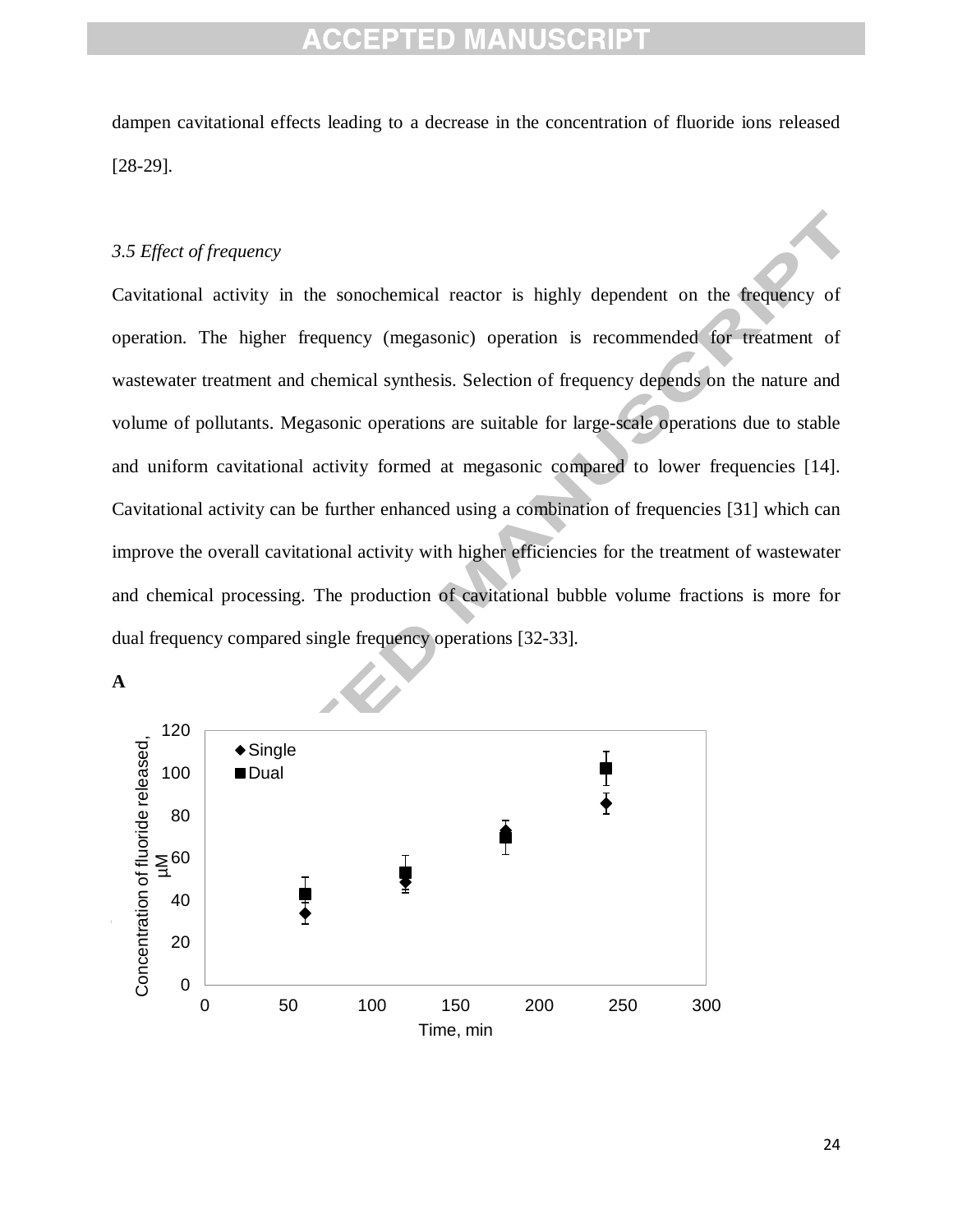dampen cavitational effects leading to a decrease in the concentration of fluoride ions released [28-29].

### *3.5 Effect of frequency*

Cavitational activity in the sonochemical reactor is highly dependent on the frequency of operation. The higher frequency (megasonic) operation is recommended for treatment of wastewater treatment and chemical synthesis. Selection of frequency depends on the nature and volume of pollutants. Megasonic operations are suitable for large-scale operations due to stable and uniform cavitational activity formed at megasonic compared to lower frequencies [14]. Cavitational activity can be further enhanced using a combination of frequencies [31] which can improve the overall cavitational activity with higher efficiencies for the treatment of wastewater and chemical processing. The production of cavitational bubble volume fractions is more for dual frequency compared single frequency operations [32-33].

**A**

Concentration of fluoride released, μM

Time, min

◆ Single
■ Dual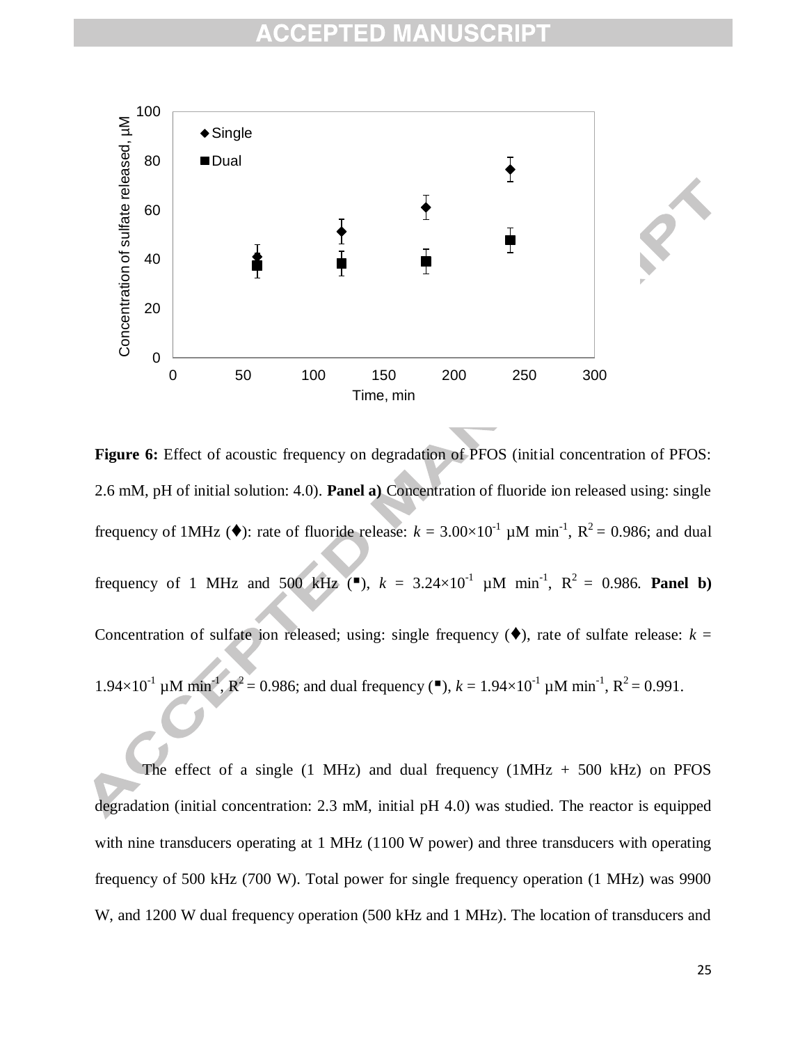**Figure 6:** Effect of acoustic frequency on degradation of PFOS (initial concentration of PFOS: 2.6 mM, pH of initial solution: 4.0). **Panel a)** Concentration of fluoride ion released using: single frequency of 1MHz (♦): rate of fluoride release: $k$ = 3.00×10$^{-1}$ μM min$^{-1}$, $R^2$ = 0.986; and dual frequency of 1 MHz and 500 kHz (▪), $k$ = 3.24×10$^{-1}$ μM min$^{-1}$, $R^2$ = 0.986. **Panel b)** Concentration of sulfate ion released; using: single frequency (♦), rate of sulfate release: $k$ = 1.94×10$^{-1}$ μM min$^{-1}$, $R^2$ = 0.986; and dual frequency (▪), $k$ = 1.94×10$^{-1}$ μM min$^{-1}$, $R^2$ = 0.991.

The effect of a single (1 MHz) and dual frequency (1MHz + 500 kHz) on PFOS degradation (initial concentration: 2.3 mM, initial pH 4.0) was studied. The reactor is equipped with nine transducers operating at 1 MHz (1100 W power) and three transducers with operating frequency of 500 kHz (700 W). Total power for single frequency operation (1 MHz) was 9900 W, and 1200 W dual frequency operation (500 kHz and 1 MHz). The location of transducers and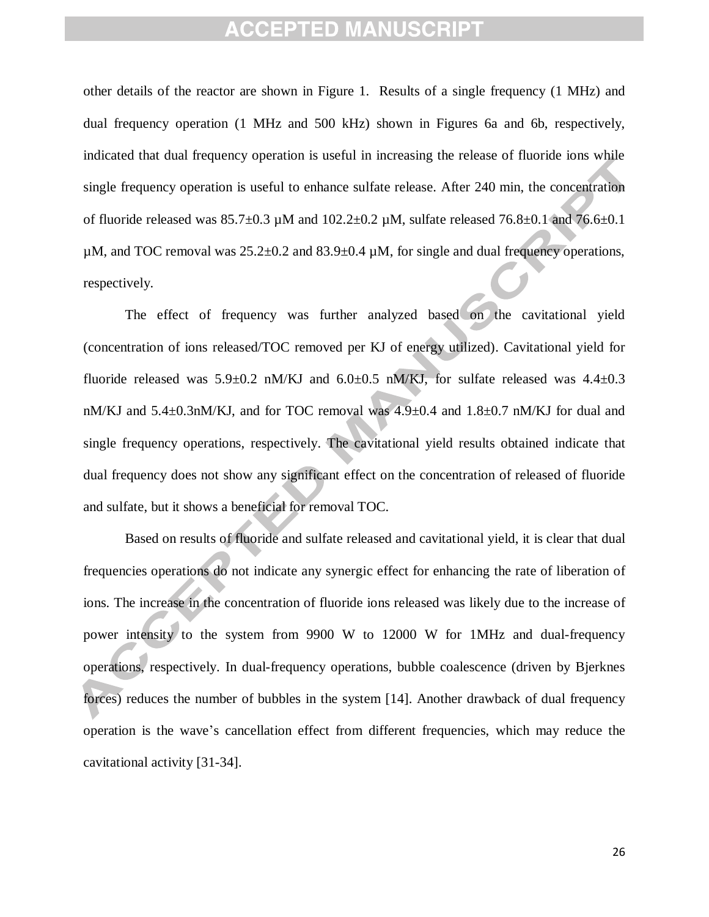other details of the reactor are shown in Figure 1. Results of a single frequency (1 MHz) and dual frequency operation (1 MHz and 500 kHz) shown in Figures 6a and 6b, respectively, indicated that dual frequency operation is useful in increasing the release of fluoride ions while single frequency operation is useful to enhance sulfate release. After 240 min, the concentration of fluoride released was 85.7±0.3 µM and 102.2±0.2 µM, sulfate released 76.8±0.1 and 76.6±0.1 µM, and TOC removal was 25.2±0.2 and 83.9±0.4 µM, for single and dual frequency operations, respectively.

The effect of frequency was further analyzed based on the cavitational yield (concentration of ions released/TOC removed per KJ of energy utilized). Cavitational yield for fluoride released was 5.9±0.2 nM/KJ and 6.0±0.5 nM/KJ, for sulfate released was 4.4±0.3 nM/KJ and 5.4±0.3nM/KJ, and for TOC removal was 4.9±0.4 and 1.8±0.7 nM/KJ for dual and single frequency operations, respectively. The cavitational yield results obtained indicate that dual frequency does not show any significant effect on the concentration of released of fluoride and sulfate, but it shows a beneficial for removal TOC.

Based on results of fluoride and sulfate released and cavitational yield, it is clear that dual frequencies operations do not indicate any synergic effect for enhancing the rate of liberation of ions. The increase in the concentration of fluoride ions released was likely due to the increase of power intensity to the system from 9900 W to 12000 W for 1MHz and dual-frequency operations, respectively. In dual-frequency operations, bubble coalescence (driven by Bjerknes forces) reduces the number of bubbles in the system [14]. Another drawback of dual frequency operation is the wave's cancellation effect from different frequencies, which may reduce the cavitational activity [31-34].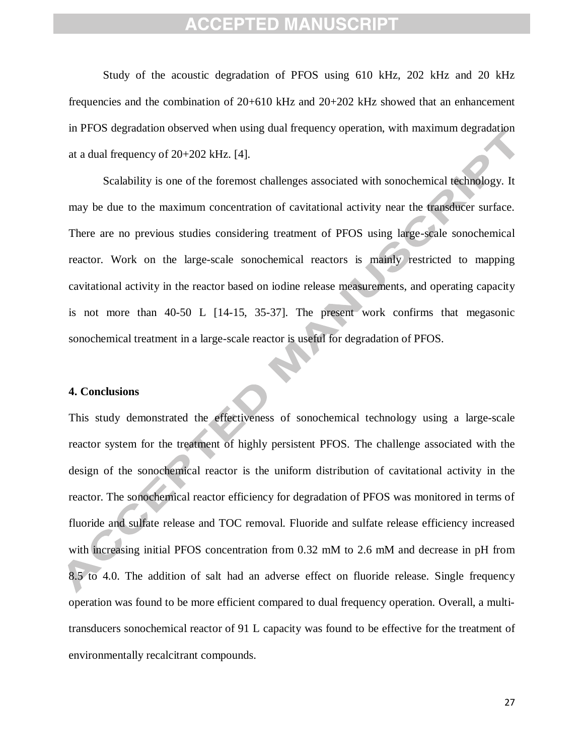Study of the acoustic degradation of PFOS using 610 kHz, 202 kHz and 20 kHz frequencies and the combination of 20+610 kHz and 20+202 kHz showed that an enhancement in PFOS degradation observed when using dual frequency operation, with maximum degradation at a dual frequency of 20+202 kHz. [4].

Scalability is one of the foremost challenges associated with sonochemical technology. It may be due to the maximum concentration of cavitational activity near the transducer surface. There are no previous studies considering treatment of PFOS using large-scale sonochemical reactor. Work on the large-scale sonochemical reactors is mainly restricted to mapping cavitational activity in the reactor based on iodine release measurements, and operating capacity is not more than 40-50 L [14-15, 35-37]. The present work confirms that megasonic sonochemical treatment in a large-scale reactor is useful for degradation of PFOS.

## 4. Conclusions

This study demonstrated the effectiveness of sonochemical technology using a large-scale reactor system for the treatment of highly persistent PFOS. The challenge associated with the design of the sonochemical reactor is the uniform distribution of cavitational activity in the reactor. The sonochemical reactor efficiency for degradation of PFOS was monitored in terms of fluoride and sulfate release and TOC removal. Fluoride and sulfate release efficiency increased with increasing initial PFOS concentration from 0.32 mM to 2.6 mM and decrease in pH from 8.5 to 4.0. The addition of salt had an adverse effect on fluoride release. Single frequency operation was found to be more efficient compared to dual frequency operation. Overall, a multi-transducers sonochemical reactor of 91 L capacity was found to be effective for the treatment of environmentally recalcitrant compounds.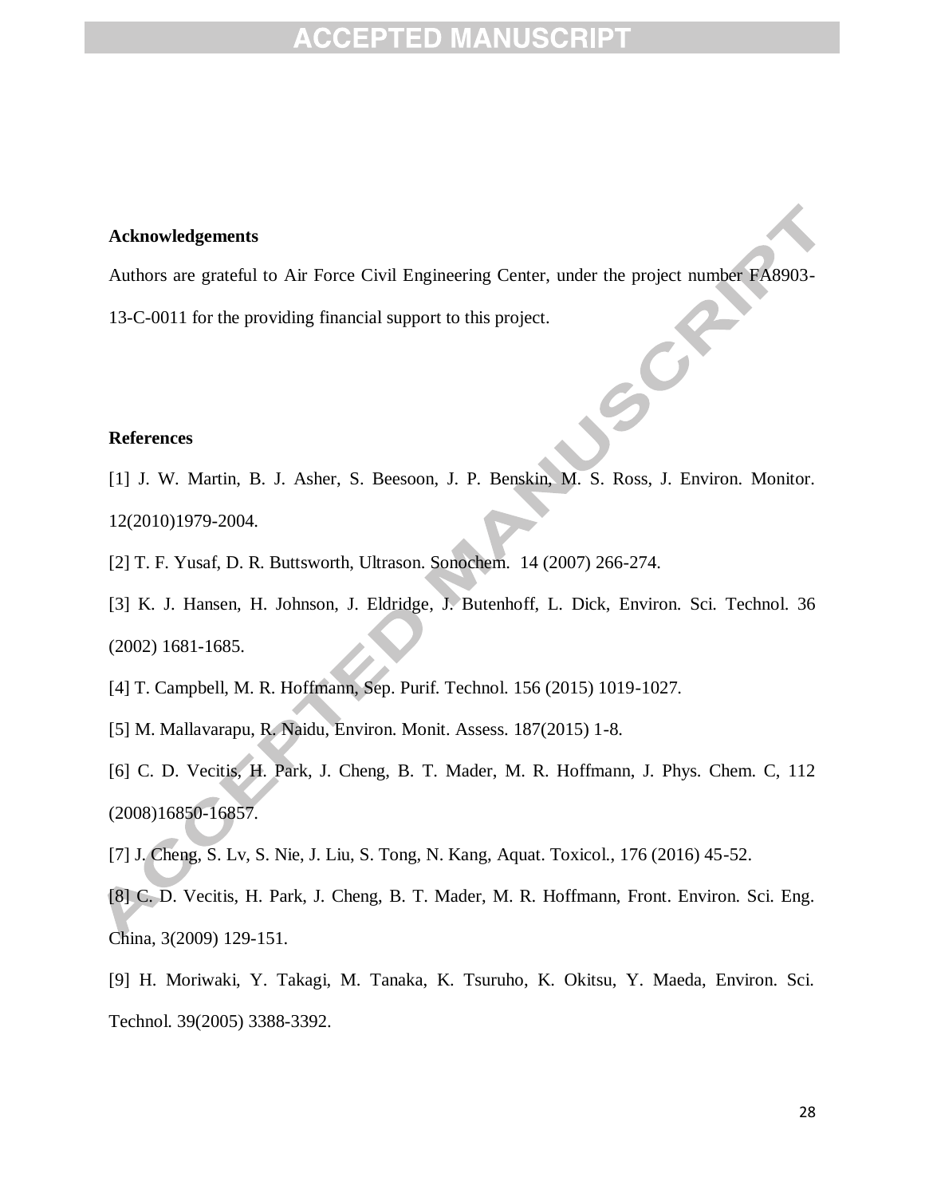**Acknowledgements**

Authors are grateful to Air Force Civil Engineering Center, under the project number FA8903-13-C-0011 for the providing financial support to this project.

**References**

[1] J. W. Martin, B. J. Asher, S. Beesoon, J. P. Benskin, M. S. Ross, J. Environ. Monitor. 12(2010)1979-2004.

[2] T. F. Yusaf, D. R. Buttsworth, Ultrason. Sonochem. 14 (2007) 266-274.

[3] K. J. Hansen, H. Johnson, J. Eldridge, J. Butenhoff, L. Dick, Environ. Sci. Technol. 36 (2002) 1681-1685.

[4] T. Campbell, M. R. Hoffmann, Sep. Purif. Technol. 156 (2015) 1019-1027.

[5] M. Mallavarapu, R. Naidu, Environ. Monit. Assess. 187(2015) 1-8.

[6] C. D. Vecitis, H. Park, J. Cheng, B. T. Mader, M. R. Hoffmann, J. Phys. Chem. C, 112 (2008)16850-16857.

[7] J. Cheng, S. Lv, S. Nie, J. Liu, S. Tong, N. Kang, Aquat. Toxicol., 176 (2016) 45-52.

[8] C. D. Vecitis, H. Park, J. Cheng, B. T. Mader, M. R. Hoffmann, Front. Environ. Sci. Eng. China, 3(2009) 129-151.

[9] H. Moriwaki, Y. Takagi, M. Tanaka, K. Tsuruho, K. Okitsu, Y. Maeda, Environ. Sci. Technol. 39(2005) 3388-3392.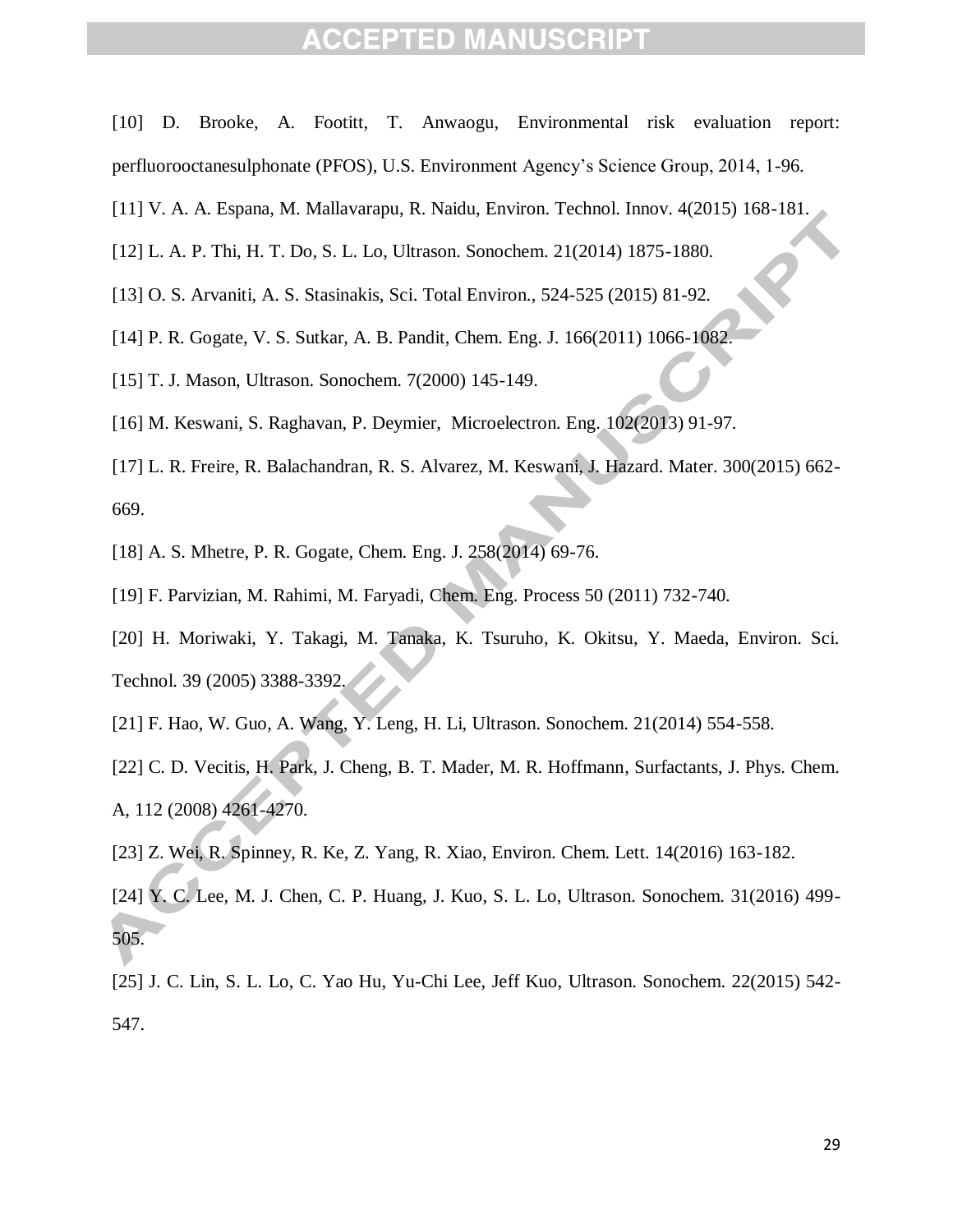[10] D. Brooke, A. Footitt, T. Anwaogu, Environmental risk evaluation report: perfluorooctanesulphonate (PFOS), U.S. Environment Agency's Science Group, 2014, 1-96.

[11] V. A. A. Espana, M. Mallavarapu, R. Naidu, Environ. Technol. Innov. 4(2015) 168-181.

[12] L. A. P. Thi, H. T. Do, S. L. Lo, Ultrason. Sonochem. 21(2014) 1875-1880.

[13] O. S. Arvaniti, A. S. Stasinakis, Sci. Total Environ., 524-525 (2015) 81-92.

[14] P. R. Gogate, V. S. Sutkar, A. B. Pandit, Chem. Eng. J. 166(2011) 1066-1082.

[15] T. J. Mason, Ultrason. Sonochem. 7(2000) 145-149.

[16] M. Keswani, S. Raghavan, P. Deymier, Microelectron. Eng. 102(2013) 91-97.

[17] L. R. Freire, R. Balachandran, R. S. Alvarez, M. Keswani, J. Hazard. Mater. 300(2015) 662-669.

[18] A. S. Mhetre, P. R. Gogate, Chem. Eng. J. 258(2014) 69-76.

[19] F. Parvizian, M. Rahimi, M. Faryadi, Chem. Eng. Process 50 (2011) 732-740.

[20] H. Moriwaki, Y. Takagi, M. Tanaka, K. Tsuruho, K. Okitsu, Y. Maeda, Environ. Sci. Technol. 39 (2005) 3388-3392.

[21] F. Hao, W. Guo, A. Wang, Y. Leng, H. Li, Ultrason. Sonochem. 21(2014) 554-558.

[22] C. D. Vecitis, H. Park, J. Cheng, B. T. Mader, M. R. Hoffmann, Surfactants, J. Phys. Chem. A, 112 (2008) 4261-4270.

[23] Z. Wei, R. Spinney, R. Ke, Z. Yang, R. Xiao, Environ. Chem. Lett. 14(2016) 163-182.

[24] Y. C. Lee, M. J. Chen, C. P. Huang, J. Kuo, S. L. Lo, Ultrason. Sonochem. 31(2016) 499-505.

[25] J. C. Lin, S. L. Lo, C. Yao Hu, Yu-Chi Lee, Jeff Kuo, Ultrason. Sonochem. 22(2015) 542-547.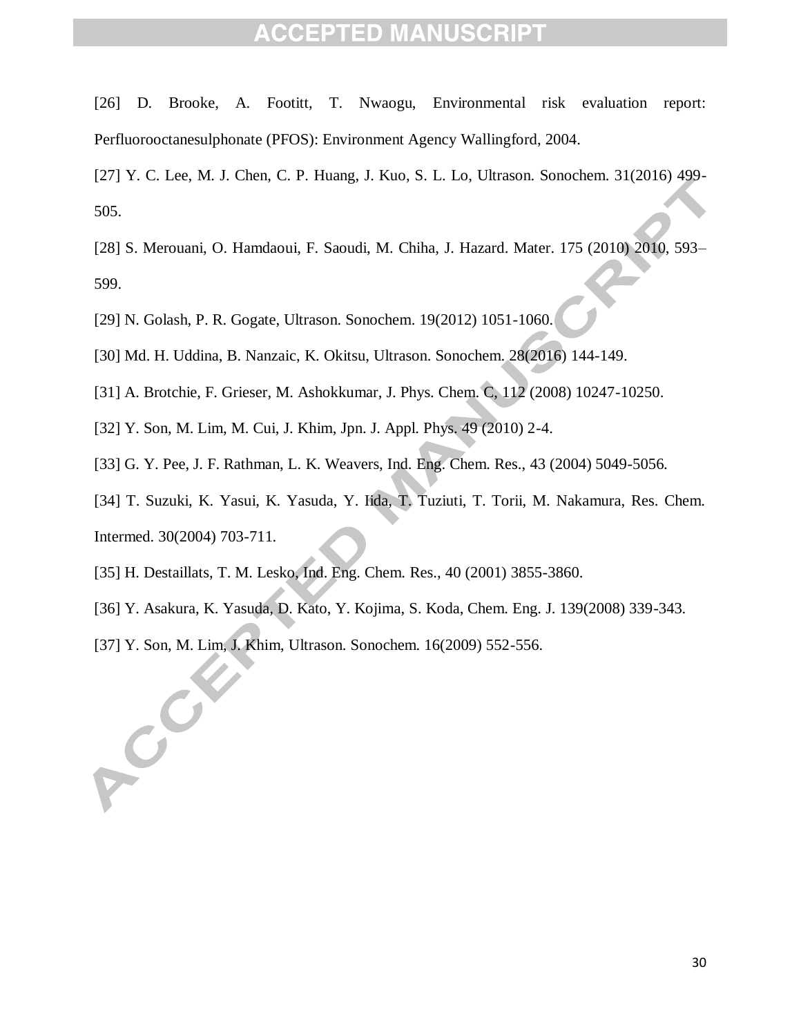[26] D. Brooke, A. Footitt, T. Nwaogu, Environmental risk evaluation report: Perfluorooctanesulphonate (PFOS): Environment Agency Wallingford, 2004.

[27] Y. C. Lee, M. J. Chen, C. P. Huang, J. Kuo, S. L. Lo, Ultrason. Sonochem. 31(2016) 499-505.

[28] S. Merouani, O. Hamdaoui, F. Saoudi, M. Chiha, J. Hazard. Mater. 175 (2010) 2010, 593–599.

[29] N. Golash, P. R. Gogate, Ultrason. Sonochem. 19(2012) 1051-1060.

[30] Md. H. Uddina, B. Nanzaic, K. Okitsu, Ultrason. Sonochem. 28(2016) 144-149.

[31] A. Brotchie, F. Grieser, M. Ashokkumar, J. Phys. Chem. C, 112 (2008) 10247-10250.

[32] Y. Son, M. Lim, M. Cui, J. Khim, Jpn. J. Appl. Phys. 49 (2010) 2-4.

[33] G. Y. Pee, J. F. Rathman, L. K. Weavers, Ind. Eng. Chem. Res., 43 (2004) 5049-5056.

[34] T. Suzuki, K. Yasui, K. Yasuda, Y. Iida, T. Tuziuti, T. Torii, M. Nakamura, Res. Chem. Intermed. 30(2004) 703-711.

[35] H. Destaillats, T. M. Lesko, Ind. Eng. Chem. Res., 40 (2001) 3855-3860.

[36] Y. Asakura, K. Yasuda, D. Kato, Y. Kojima, S. Koda, Chem. Eng. J. 139(2008) 339-343.

[37] Y. Son, M. Lim, J. Khim, Ultrason. Sonochem. 16(2009) 552-556.